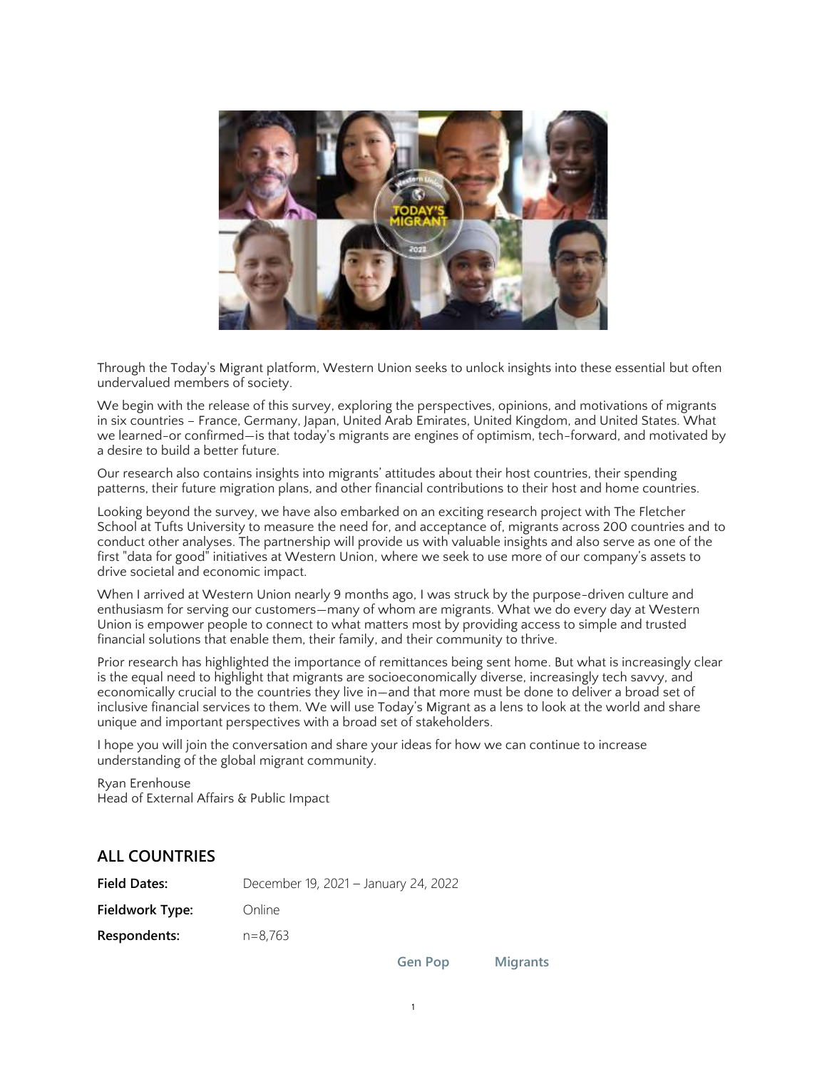Through the Today's Migrant platform, Western Union seeks to unlock insights into these essential but often undervalued members of society.

We begin with the release of this survey, exploring the perspectives, opinions, and motivations of migrants in six countries – France, Germany, Japan, United Arab Emirates, United Kingdom, and United States. What we learned-or confirmed—is that today's migrants are engines of optimism, tech-forward, and motivated by a desire to build a better future.

Our research also contains insights into migrants' attitudes about their host countries, their spending patterns, their future migration plans, and other financial contributions to their host and home countries.

Looking beyond the survey, we have also embarked on an exciting research project with The Fletcher School at Tufts University to measure the need for, and acceptance of, migrants across 200 countries and to conduct other analyses. The partnership will provide us with valuable insights and also serve as one of the first "data for good" initiatives at Western Union, where we seek to use more of our company's assets to drive societal and economic impact.

When I arrived at Western Union nearly 9 months ago, I was struck by the purpose-driven culture and enthusiasm for serving our customers—many of whom are migrants. What we do every day at Western Union is empower people to connect to what matters most by providing access to simple and trusted financial solutions that enable them, their family, and their community to thrive.

Prior research has highlighted the importance of remittances being sent home. But what is increasingly clear is the equal need to highlight that migrants are socioeconomically diverse, increasingly tech savvy, and economically crucial to the countries they live in—and that more must be done to deliver a broad set of inclusive financial services to them. We will use Today's Migrant as a lens to look at the world and share unique and important perspectives with a broad set of stakeholders.

I hope you will join the conversation and share your ideas for how we can continue to increase understanding of the global migrant community.

Ryan Erenhouse
Head of External Affairs & Public Impact

## ALL COUNTRIES

**Field Dates:** December 19, 2021 – January 24, 2022

**Fieldwork Type:** Online

**Respondents:** n=8,763

Gen Pop Migrants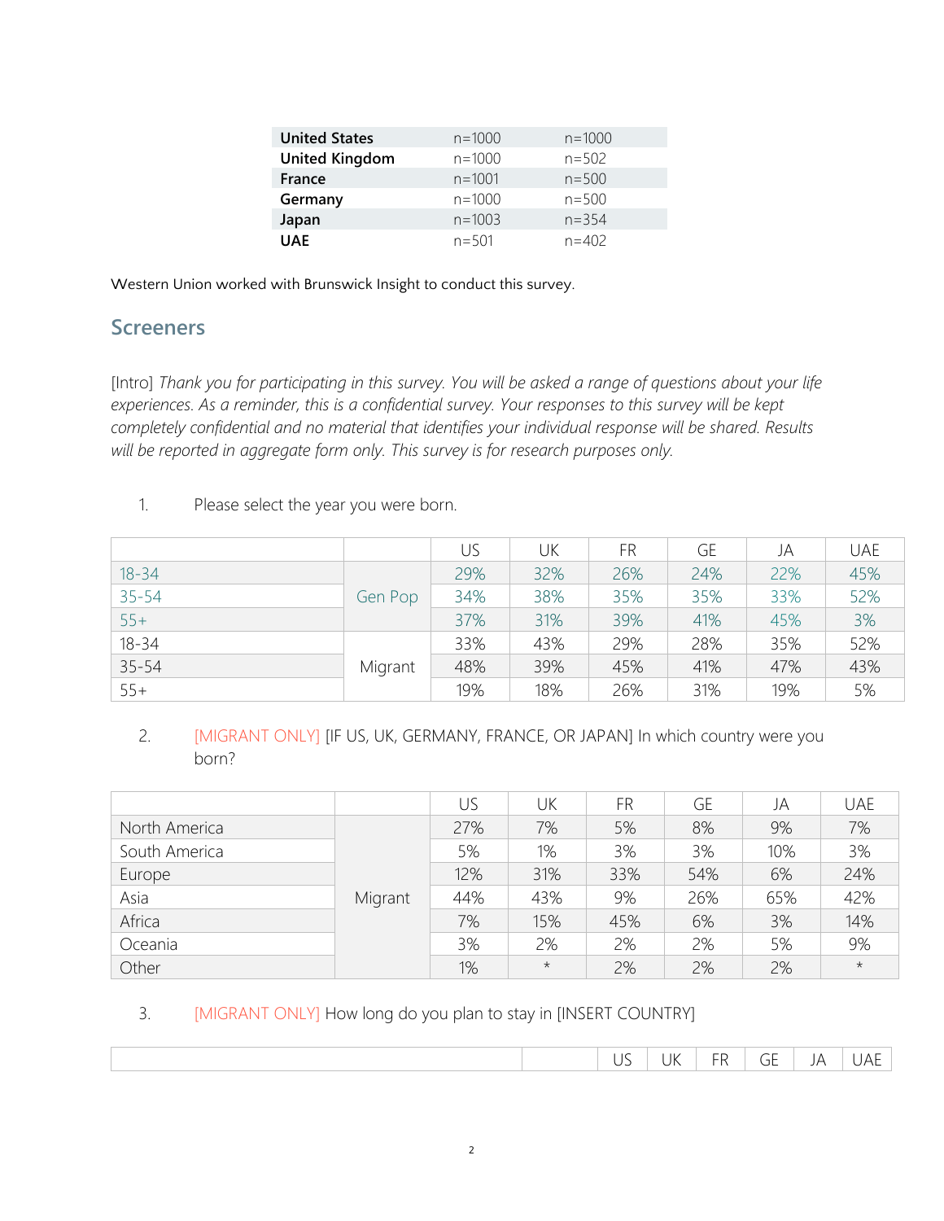| | | |
|---|---|---|
| **United States** | n=1000 | n=1000 |
| **United Kingdom** | n=1000 | n=502 |
| **France** | n=1001 | n=500 |
| **Germany** | n=1000 | n=500 |
| **Japan** | n=1003 | n=354 |
| **UAE** | n=501 | n=402 |

Western Union worked with Brunswick Insight to conduct this survey.

## Screeners

[Intro] *Thank you for participating in this survey. You will be asked a range of questions about your life experiences. As a reminder, this is a confidential survey. Your responses to this survey will be kept completely confidential and no material that identifies your individual response will be shared. Results will be reported in aggregate form only. This survey is for research purposes only.*

1. Please select the year you were born.

| | | US | UK | FR | GE | JA | UAE |
|---|---|---|---|---|---|---|---|
| 18-34 | Gen Pop | 29% | 32% | 26% | 24% | 22% | 45% |
| 35-54 | | 34% | 38% | 35% | 35% | 33% | 52% |
| 55+ | | 37% | 31% | 39% | 41% | 45% | 3% |
| 18-34 | Migrant | 33% | 43% | 29% | 28% | 35% | 52% |
| 35-54 | | 48% | 39% | 45% | 41% | 47% | 43% |
| 55+ | | 19% | 18% | 26% | 31% | 19% | 5% |

2. [MIGRANT ONLY] [IF US, UK, GERMANY, FRANCE, OR JAPAN] In which country were you born?

| | | US | UK | FR | GE | JA | UAE |
|---|---|---|---|---|---|---|---|
| North America | Migrant | 27% | 7% | 5% | 8% | 9% | 7% |
| South America | | 5% | 1% | 3% | 3% | 10% | 3% |
| Europe | | 12% | 31% | 33% | 54% | 6% | 24% |
| Asia | | 44% | 43% | 9% | 26% | 65% | 42% |
| Africa | | 7% | 15% | 45% | 6% | 3% | 14% |
| Oceania | | 3% | 2% | 2% | 2% | 5% | 9% |
| Other | | 1% | * | 2% | 2% | 2% | * |

3. [MIGRANT ONLY] How long do you plan to stay in [INSERT COUNTRY]

| | | US | UK | FR | GE | JA | UAE |
|---|---|---|---|---|---|---|---|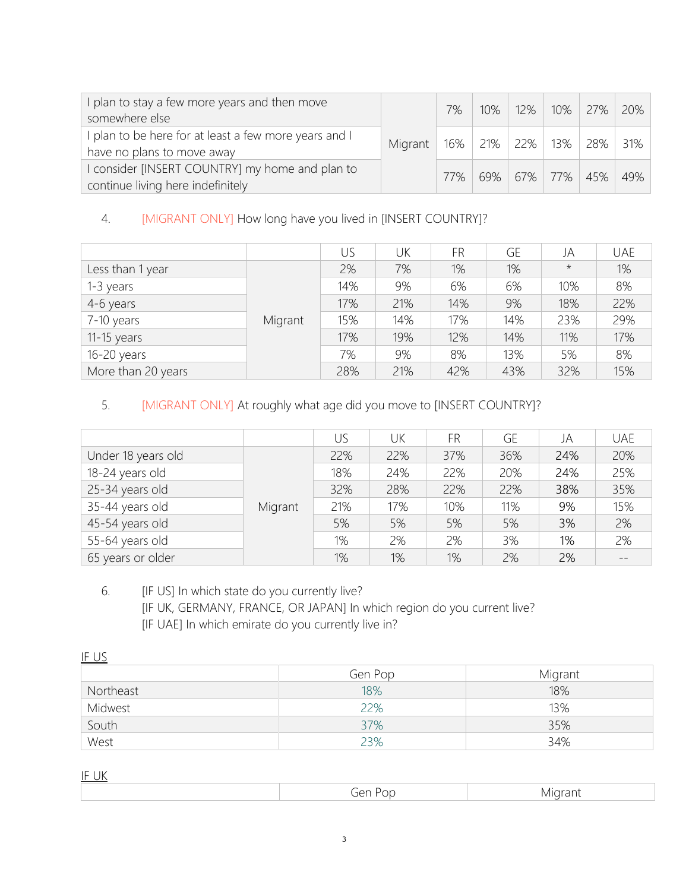| | | | | | | | |
|---|---|---|---|---|---|---|---|
| I plan to stay a few more years and then move somewhere else | Migrant | 7% | 10% | 12% | 10% | 27% | 20% |
| I plan to be here for at least a few more years and I have no plans to move away | | 16% | 21% | 22% | 13% | 28% | 31% |
| I consider [INSERT COUNTRY] my home and plan to continue living here indefinitely | | 77% | 69% | 67% | 77% | 45% | 49% |

4. [MIGRANT ONLY] How long have you lived in [INSERT COUNTRY]?

| | | US | UK | FR | GE | JA | UAE |
|---|---|---|---|---|---|---|---|
| Less than 1 year | Migrant | 2% | 7% | 1% | 1% | * | 1% |
| 1-3 years | | 14% | 9% | 6% | 6% | 10% | 8% |
| 4-6 years | | 17% | 21% | 14% | 9% | 18% | 22% |
| 7-10 years | | 15% | 14% | 17% | 14% | 23% | 29% |
| 11-15 years | | 17% | 19% | 12% | 14% | 11% | 17% |
| 16-20 years | | 7% | 9% | 8% | 13% | 5% | 8% |
| More than 20 years | | 28% | 21% | 42% | 43% | 32% | 15% |

5. [MIGRANT ONLY] At roughly what age did you move to [INSERT COUNTRY]?

| | | US | UK | FR | GE | JA | UAE |
|---|---|---|---|---|---|---|---|
| Under 18 years old | Migrant | 22% | 22% | 37% | 36% | 24% | 20% |
| 18-24 years old | | 18% | 24% | 22% | 20% | 24% | 25% |
| 25-34 years old | | 32% | 28% | 22% | 22% | 38% | 35% |
| 35-44 years old | | 21% | 17% | 10% | 11% | 9% | 15% |
| 45-54 years old | | 5% | 5% | 5% | 5% | 3% | 2% |
| 55-64 years old | | 1% | 2% | 2% | 3% | 1% | 2% |
| 65 years or older | | 1% | 1% | 1% | 2% | 2% | -- |

6. [IF US] In which state do you currently live?
   [IF UK, GERMANY, FRANCE, OR JAPAN] In which region do you current live?
   [IF UAE] In which emirate do you currently live in?

IF US

| | Gen Pop | Migrant |
|---|---|---|
| Northeast | 18% | 18% |
| Midwest | 22% | 13% |
| South | 37% | 35% |
| West | 23% | 34% |

IF UK

| | Gen Pop | Migrant |
|---|---|---|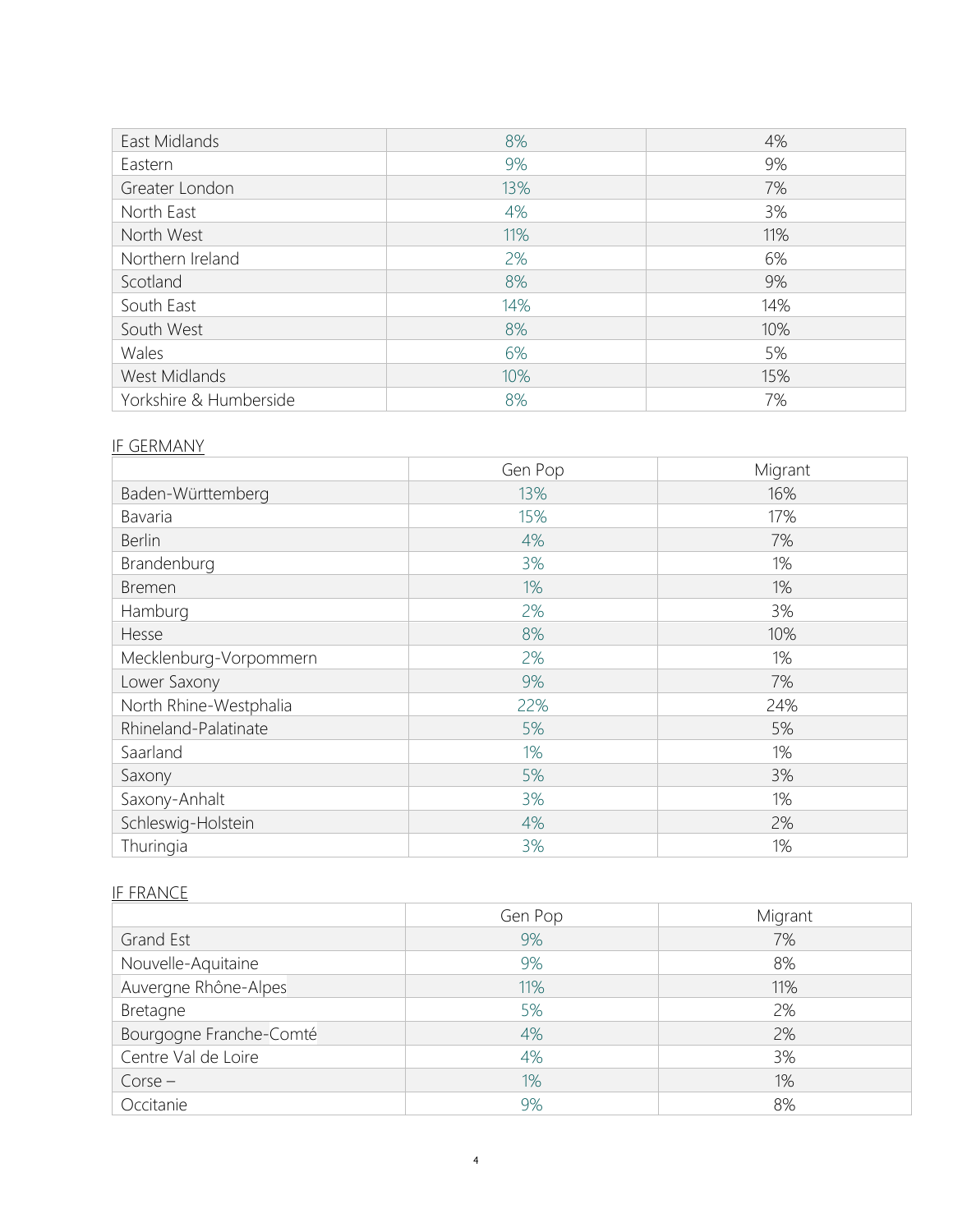| | | |
|---|---|---|
| East Midlands | 8% | 4% |
| Eastern | 9% | 9% |
| Greater London | 13% | 7% |
| North East | 4% | 3% |
| North West | 11% | 11% |
| Northern Ireland | 2% | 6% |
| Scotland | 8% | 9% |
| South East | 14% | 14% |
| South West | 8% | 10% |
| Wales | 6% | 5% |
| West Midlands | 10% | 15% |
| Yorkshire & Humberside | 8% | 7% |

IF GERMANY

| | Gen Pop | Migrant |
|---|---|---|
| Baden-Württemberg | 13% | 16% |
| Bavaria | 15% | 17% |
| Berlin | 4% | 7% |
| Brandenburg | 3% | 1% |
| Bremen | 1% | 1% |
| Hamburg | 2% | 3% |
| Hesse | 8% | 10% |
| Mecklenburg-Vorpommern | 2% | 1% |
| Lower Saxony | 9% | 7% |
| North Rhine-Westphalia | 22% | 24% |
| Rhineland-Palatinate | 5% | 5% |
| Saarland | 1% | 1% |
| Saxony | 5% | 3% |
| Saxony-Anhalt | 3% | 1% |
| Schleswig-Holstein | 4% | 2% |
| Thuringia | 3% | 1% |

IF FRANCE

| | Gen Pop | Migrant |
|---|---|---|
| Grand Est | 9% | 7% |
| Nouvelle-Aquitaine | 9% | 8% |
| Auvergne Rhône-Alpes | 11% | 11% |
| Bretagne | 5% | 2% |
| Bourgogne Franche-Comté | 4% | 2% |
| Centre Val de Loire | 4% | 3% |
| Corse – | 1% | 1% |
| Occitanie | 9% | 8% |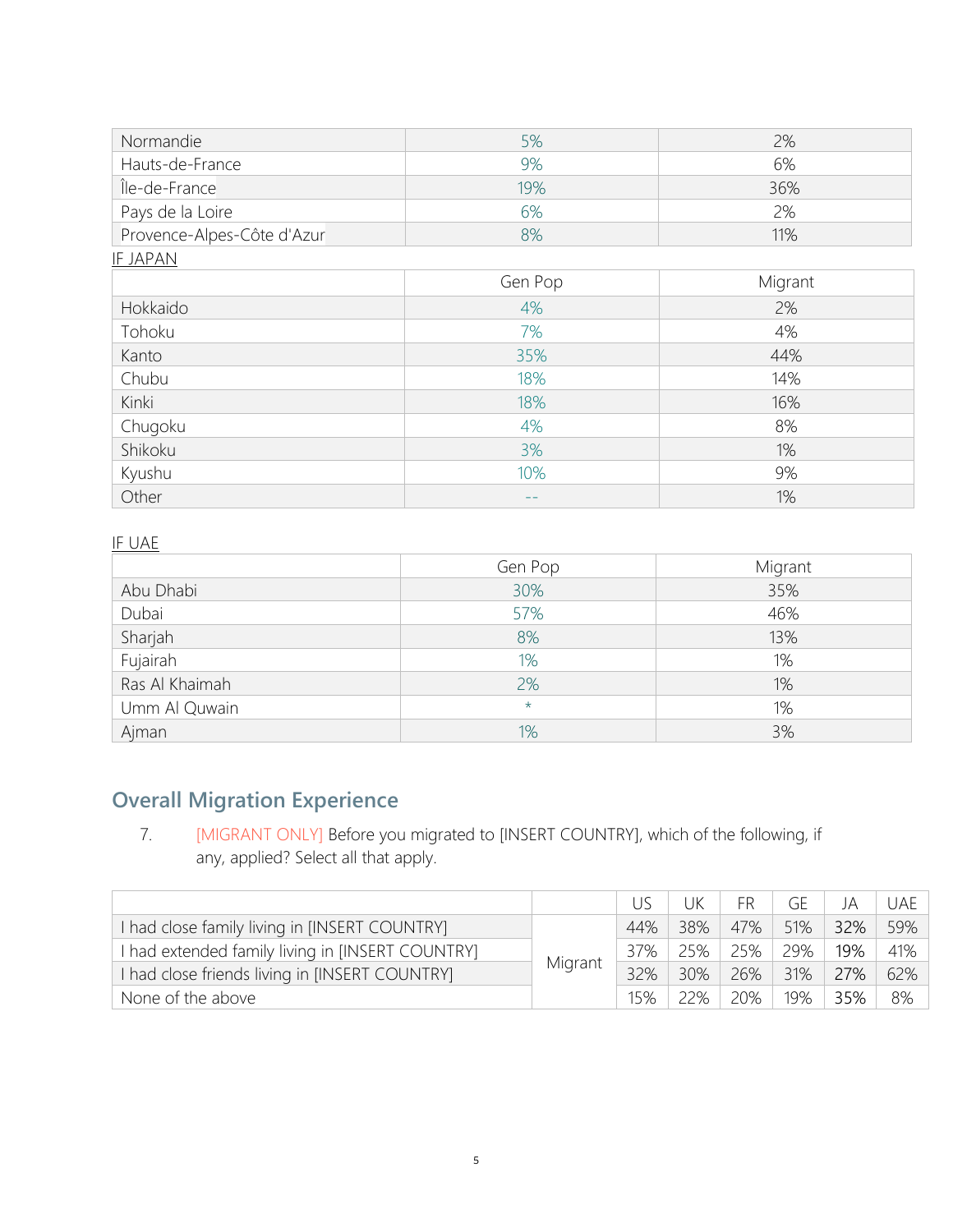| | | |
|---|---|---|
| Normandie | 5% | 2% |
| Hauts-de-France | 9% | 6% |
| Île-de-France | 19% | 36% |
| Pays de la Loire | 6% | 2% |
| Provence-Alpes-Côte d'Azur | 8% | 11% |

IF JAPAN

| | Gen Pop | Migrant |
|---|---|---|
| Hokkaido | 4% | 2% |
| Tohoku | 7% | 4% |
| Kanto | 35% | 44% |
| Chubu | 18% | 14% |
| Kinki | 18% | 16% |
| Chugoku | 4% | 8% |
| Shikoku | 3% | 1% |
| Kyushu | 10% | 9% |
| Other | -- | 1% |

IF UAE

| | Gen Pop | Migrant |
|---|---|---|
| Abu Dhabi | 30% | 35% |
| Dubai | 57% | 46% |
| Sharjah | 8% | 13% |
| Fujairah | 1% | 1% |
| Ras Al Khaimah | 2% | 1% |
| Umm Al Quwain | * | 1% |
| Ajman | 1% | 3% |

## Overall Migration Experience

7. [MIGRANT ONLY] Before you migrated to [INSERT COUNTRY], which of the following, if any, applied? Select all that apply.

| | | US | UK | FR | GE | JA | UAE |
|---|---|---|---|---|---|---|---|
| I had close family living in [INSERT COUNTRY] | Migrant | 44% | 38% | 47% | 51% | 32% | 59% |
| I had extended family living in [INSERT COUNTRY] | | 37% | 25% | 25% | 29% | 19% | 41% |
| I had close friends living in [INSERT COUNTRY] | | 32% | 30% | 26% | 31% | 27% | 62% |
| None of the above | | 15% | 22% | 20% | 19% | 35% | 8% |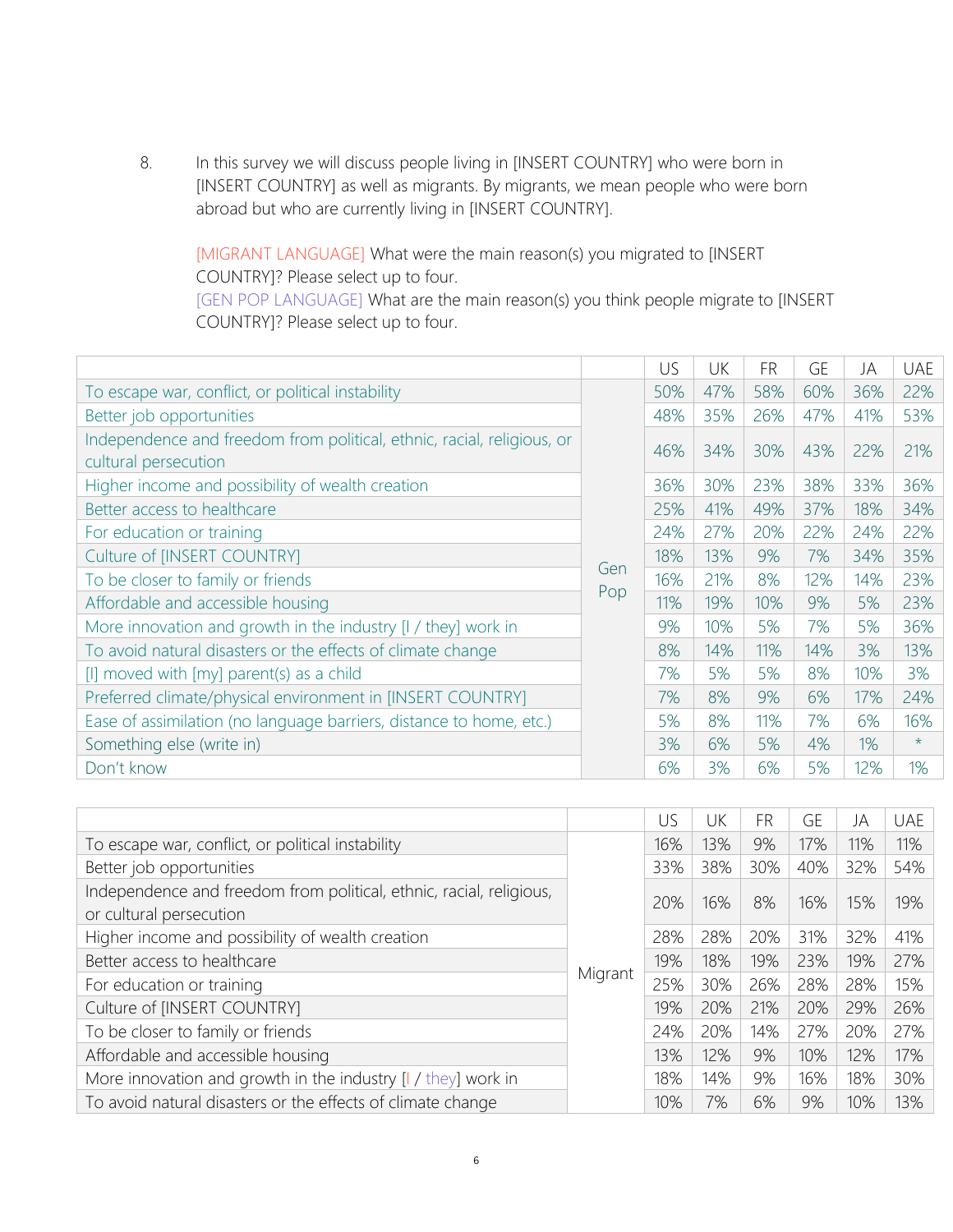8. In this survey we will discuss people living in [INSERT COUNTRY] who were born in [INSERT COUNTRY] as well as migrants. By migrants, we mean people who were born abroad but who are currently living in [INSERT COUNTRY].

   [MIGRANT LANGUAGE] What were the main reason(s) you migrated to [INSERT COUNTRY]? Please select up to four.
   [GEN POP LANGUAGE] What are the main reason(s) you think people migrate to [INSERT COUNTRY]? Please select up to four.

| | | US | UK | FR | GE | JA | UAE |
|---|---|---|---|---|---|---|---|
| To escape war, conflict, or political instability | Gen Pop | 50% | 47% | 58% | 60% | 36% | 22% |
| Better job opportunities | | 48% | 35% | 26% | 47% | 41% | 53% |
| Independence and freedom from political, ethnic, racial, religious, or cultural persecution | | 46% | 34% | 30% | 43% | 22% | 21% |
| Higher income and possibility of wealth creation | | 36% | 30% | 23% | 38% | 33% | 36% |
| Better access to healthcare | | 25% | 41% | 49% | 37% | 18% | 34% |
| For education or training | | 24% | 27% | 20% | 22% | 24% | 22% |
| Culture of [INSERT COUNTRY] | | 18% | 13% | 9% | 7% | 34% | 35% |
| To be closer to family or friends | | 16% | 21% | 8% | 12% | 14% | 23% |
| Affordable and accessible housing | | 11% | 19% | 10% | 9% | 5% | 23% |
| More innovation and growth in the industry [I / they] work in | | 9% | 10% | 5% | 7% | 5% | 36% |
| To avoid natural disasters or the effects of climate change | | 8% | 14% | 11% | 14% | 3% | 13% |
| [I] moved with [my] parent(s) as a child | | 7% | 5% | 5% | 8% | 10% | 3% |
| Preferred climate/physical environment in [INSERT COUNTRY] | | 7% | 8% | 9% | 6% | 17% | 24% |
| Ease of assimilation (no language barriers, distance to home, etc.) | | 5% | 8% | 11% | 7% | 6% | 16% |
| Something else (write in) | | 3% | 6% | 5% | 4% | 1% | * |
| Don't know | | 6% | 3% | 6% | 5% | 12% | 1% |

| | | US | UK | FR | GE | JA | UAE |
|---|---|---|---|---|---|---|---|
| To escape war, conflict, or political instability | Migrant | 16% | 13% | 9% | 17% | 11% | 11% |
| Better job opportunities | | 33% | 38% | 30% | 40% | 32% | 54% |
| Independence and freedom from political, ethnic, racial, religious, or cultural persecution | | 20% | 16% | 8% | 16% | 15% | 19% |
| Higher income and possibility of wealth creation | | 28% | 28% | 20% | 31% | 32% | 41% |
| Better access to healthcare | | 19% | 18% | 19% | 23% | 19% | 27% |
| For education or training | | 25% | 30% | 26% | 28% | 28% | 15% |
| Culture of [INSERT COUNTRY] | | 19% | 20% | 21% | 20% | 29% | 26% |
| To be closer to family or friends | | 24% | 20% | 14% | 27% | 20% | 27% |
| Affordable and accessible housing | | 13% | 12% | 9% | 10% | 12% | 17% |
| More innovation and growth in the industry [I / they] work in | | 18% | 14% | 9% | 16% | 18% | 30% |
| To avoid natural disasters or the effects of climate change | | 10% | 7% | 6% | 9% | 10% | 13% |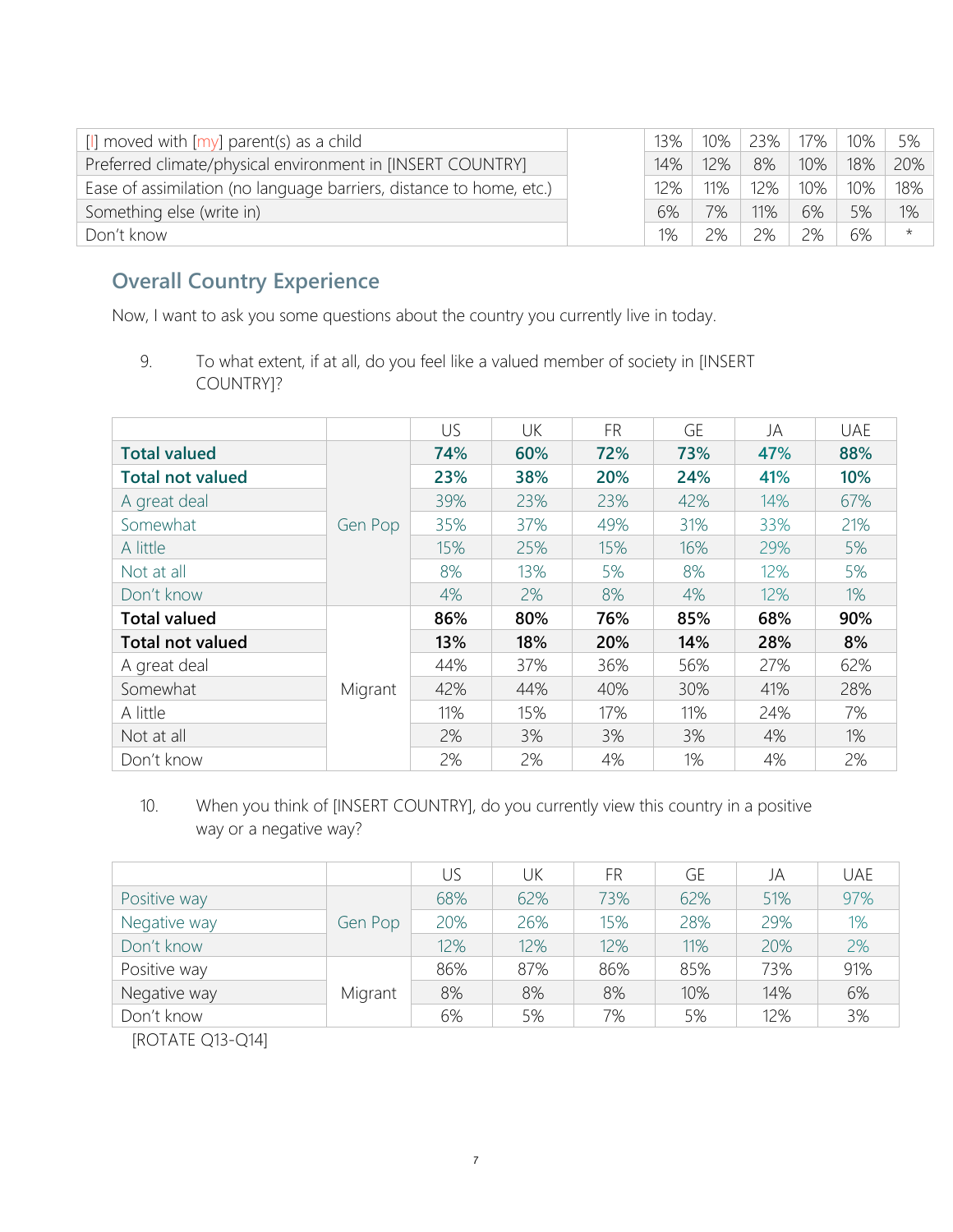| | | | | | | | |
|---|---|---|---|---|---|---|---|
| [I] moved with [my] parent(s) as a child | | 13% | 10% | 23% | 17% | 10% | 5% |
| Preferred climate/physical environment in [INSERT COUNTRY] | | 14% | 12% | 8% | 10% | 18% | 20% |
| Ease of assimilation (no language barriers, distance to home, etc.) | | 12% | 11% | 12% | 10% | 10% | 18% |
| Something else (write in) | | 6% | 7% | 11% | 6% | 5% | 1% |
| Don't know | | 1% | 2% | 2% | 2% | 6% | * |

## Overall Country Experience

Now, I want to ask you some questions about the country you currently live in today.

9. To what extent, if at all, do you feel like a valued member of society in [INSERT COUNTRY]?

| | | US | UK | FR | GE | JA | UAE |
|---|---|---|---|---|---|---|---|
| **Total valued** | Gen Pop | **74%** | **60%** | **72%** | **73%** | **47%** | **88%** |
| **Total not valued** | | **23%** | **38%** | **20%** | **24%** | **41%** | **10%** |
| A great deal | | 39% | 23% | 23% | 42% | 14% | 67% |
| Somewhat | | 35% | 37% | 49% | 31% | 33% | 21% |
| A little | | 15% | 25% | 15% | 16% | 29% | 5% |
| Not at all | | 8% | 13% | 5% | 8% | 12% | 5% |
| Don't know | | 4% | 2% | 8% | 4% | 12% | 1% |
| **Total valued** | Migrant | **86%** | **80%** | **76%** | **85%** | **68%** | **90%** |
| **Total not valued** | | **13%** | **18%** | **20%** | **14%** | **28%** | **8%** |
| A great deal | | 44% | 37% | 36% | 56% | 27% | 62% |
| Somewhat | | 42% | 44% | 40% | 30% | 41% | 28% |
| A little | | 11% | 15% | 17% | 11% | 24% | 7% |
| Not at all | | 2% | 3% | 3% | 3% | 4% | 1% |
| Don't know | | 2% | 2% | 4% | 1% | 4% | 2% |

10. When you think of [INSERT COUNTRY], do you currently view this country in a positive way or a negative way?

| | | US | UK | FR | GE | JA | UAE |
|---|---|---|---|---|---|---|---|
| Positive way | Gen Pop | 68% | 62% | 73% | 62% | 51% | 97% |
| Negative way | | 20% | 26% | 15% | 28% | 29% | 1% |
| Don't know | | 12% | 12% | 12% | 11% | 20% | 2% |
| Positive way | Migrant | 86% | 87% | 86% | 85% | 73% | 91% |
| Negative way | | 8% | 8% | 8% | 10% | 14% | 6% |
| Don't know | | 6% | 5% | 7% | 5% | 12% | 3% |

[ROTATE Q13-Q14]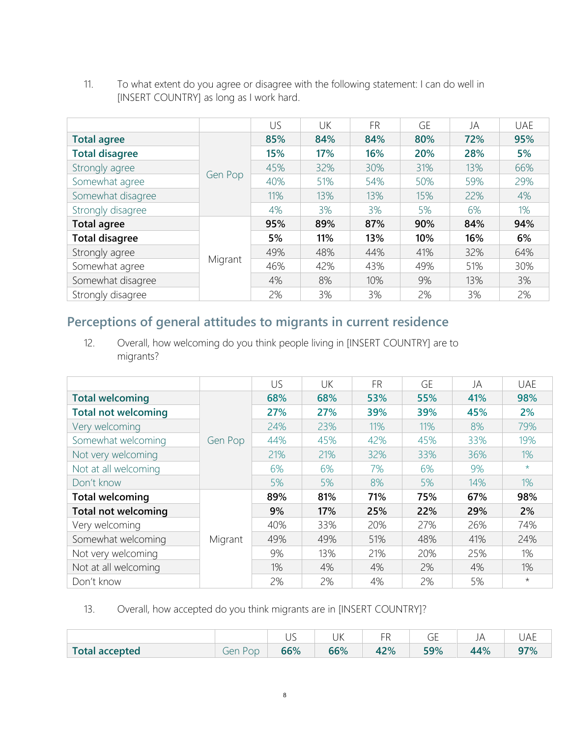11. To what extent do you agree or disagree with the following statement: I can do well in [INSERT COUNTRY] as long as I work hard.

| | | US | UK | FR | GE | JA | UAE |
|---|---|---|---|---|---|---|---|
| **Total agree** | Gen Pop | **85%** | **84%** | **84%** | **80%** | **72%** | **95%** |
| **Total disagree** | | **15%** | **17%** | **16%** | **20%** | **28%** | **5%** |
| Strongly agree | | 45% | 32% | 30% | 31% | 13% | 66% |
| Somewhat agree | | 40% | 51% | 54% | 50% | 59% | 29% |
| Somewhat disagree | | 11% | 13% | 13% | 15% | 22% | 4% |
| Strongly disagree | | 4% | 3% | 3% | 5% | 6% | 1% |
| **Total agree** | Migrant | **95%** | **89%** | **87%** | **90%** | **84%** | **94%** |
| **Total disagree** | | **5%** | **11%** | **13%** | **10%** | **16%** | **6%** |
| Strongly agree | | 49% | 48% | 44% | 41% | 32% | 64% |
| Somewhat agree | | 46% | 42% | 43% | 49% | 51% | 30% |
| Somewhat disagree | | 4% | 8% | 10% | 9% | 13% | 3% |
| Strongly disagree | | 2% | 3% | 3% | 2% | 3% | 2% |

## Perceptions of general attitudes to migrants in current residence

12. Overall, how welcoming do you think people living in [INSERT COUNTRY] are to migrants?

| | | US | UK | FR | GE | JA | UAE |
|---|---|---|---|---|---|---|---|
| **Total welcoming** | Gen Pop | **68%** | **68%** | **53%** | **55%** | **41%** | **98%** |
| **Total not welcoming** | | **27%** | **27%** | **39%** | **39%** | **45%** | **2%** |
| Very welcoming | | 24% | 23% | 11% | 11% | 8% | 79% |
| Somewhat welcoming | | 44% | 45% | 42% | 45% | 33% | 19% |
| Not very welcoming | | 21% | 21% | 32% | 33% | 36% | 1% |
| Not at all welcoming | | 6% | 6% | 7% | 6% | 9% | * |
| Don't know | | 5% | 5% | 8% | 5% | 14% | 1% |
| **Total welcoming** | Migrant | **89%** | **81%** | **71%** | **75%** | **67%** | **98%** |
| **Total not welcoming** | | **9%** | **17%** | **25%** | **22%** | **29%** | **2%** |
| Very welcoming | | 40% | 33% | 20% | 27% | 26% | 74% |
| Somewhat welcoming | | 49% | 49% | 51% | 48% | 41% | 24% |
| Not very welcoming | | 9% | 13% | 21% | 20% | 25% | 1% |
| Not at all welcoming | | 1% | 4% | 4% | 2% | 4% | 1% |
| Don't know | | 2% | 2% | 4% | 2% | 5% | * |

13. Overall, how accepted do you think migrants are in [INSERT COUNTRY]?

| | | US | UK | FR | GE | JA | UAE |
|---|---|---|---|---|---|---|---|
| **Total accepted** | Gen Pop | **66%** | **66%** | **42%** | **59%** | **44%** | **97%** |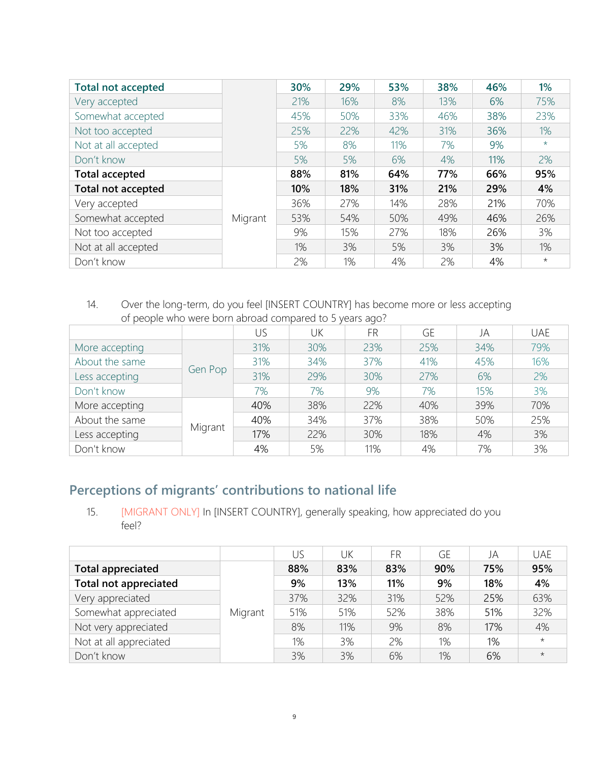| | | | | | | | |
|---|---|---|---|---|---|---|---|
| **Total not accepted** | | **30%** | **29%** | **53%** | **38%** | **46%** | **1%** |
| Very accepted | | 21% | 16% | 8% | 13% | 6% | 75% |
| Somewhat accepted | | 45% | 50% | 33% | 46% | 38% | 23% |
| Not too accepted | | 25% | 22% | 42% | 31% | 36% | 1% |
| Not at all accepted | | 5% | 8% | 11% | 7% | 9% | * |
| Don't know | | 5% | 5% | 6% | 4% | 11% | 2% |
| **Total accepted** | Migrant | **88%** | **81%** | **64%** | **77%** | **66%** | **95%** |
| **Total not accepted** | | **10%** | **18%** | **31%** | **21%** | **29%** | **4%** |
| Very accepted | | 36% | 27% | 14% | 28% | 21% | 70% |
| Somewhat accepted | | 53% | 54% | 50% | 49% | 46% | 26% |
| Not too accepted | | 9% | 15% | 27% | 18% | 26% | 3% |
| Not at all accepted | | 1% | 3% | 5% | 3% | 3% | 1% |
| Don't know | | 2% | 1% | 4% | 2% | 4% | * |

14. Over the long-term, do you feel [INSERT COUNTRY] has become more or less accepting of people who were born abroad compared to 5 years ago?

| | | US | UK | FR | GE | JA | UAE |
|---|---|---|---|---|---|---|---|
| More accepting | Gen Pop | 31% | 30% | 23% | 25% | 34% | 79% |
| About the same | | 31% | 34% | 37% | 41% | 45% | 16% |
| Less accepting | | 31% | 29% | 30% | 27% | 6% | 2% |
| Don't know | | 7% | 7% | 9% | 7% | 15% | 3% |
| More accepting | Migrant | 40% | 38% | 22% | 40% | 39% | 70% |
| About the same | | 40% | 34% | 37% | 38% | 50% | 25% |
| Less accepting | | 17% | 22% | 30% | 18% | 4% | 3% |
| Don't know | | 4% | 5% | 11% | 4% | 7% | 3% |

## Perceptions of migrants' contributions to national life

15. [MIGRANT ONLY] In [INSERT COUNTRY], generally speaking, how appreciated do you feel?

| | | US | UK | FR | GE | JA | UAE |
|---|---|---|---|---|---|---|---|
| **Total appreciated** | Migrant | **88%** | **83%** | **83%** | **90%** | **75%** | **95%** |
| **Total not appreciated** | | **9%** | **13%** | **11%** | **9%** | **18%** | **4%** |
| Very appreciated | | 37% | 32% | 31% | 52% | 25% | 63% |
| Somewhat appreciated | | 51% | 51% | 52% | 38% | 51% | 32% |
| Not very appreciated | | 8% | 11% | 9% | 8% | 17% | 4% |
| Not at all appreciated | | 1% | 3% | 2% | 1% | 1% | * |
| Don't know | | 3% | 3% | 6% | 1% | 6% | * |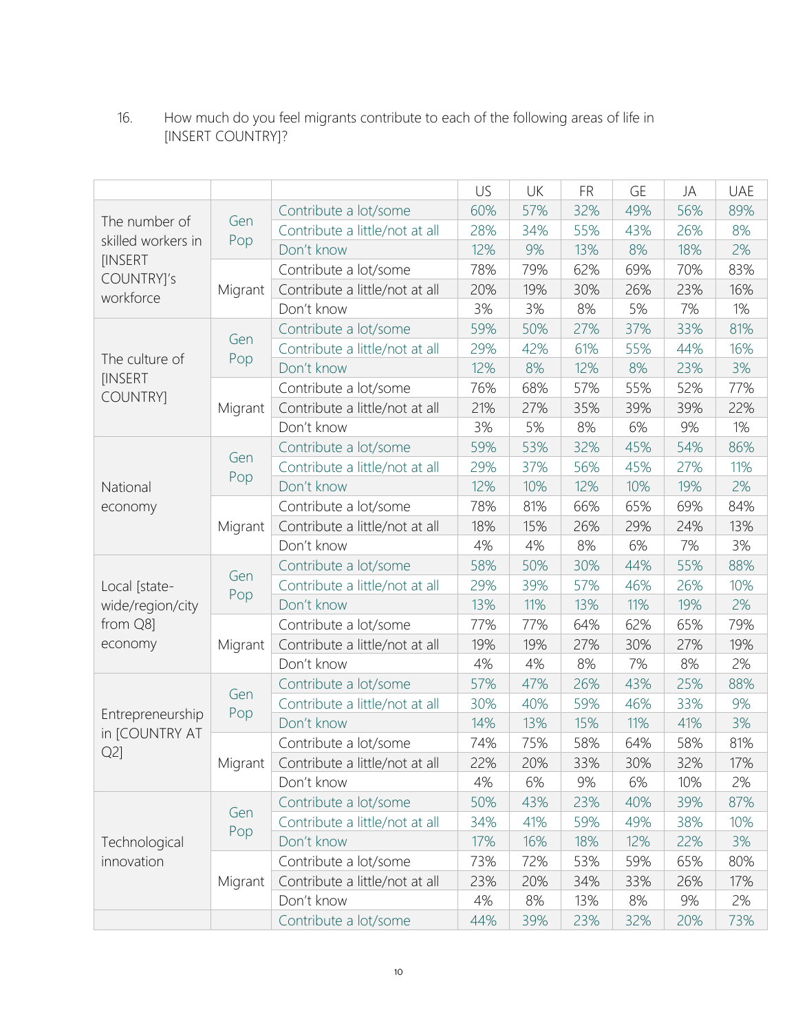16. How much do you feel migrants contribute to each of the following areas of life in [INSERT COUNTRY]?

| | | | US | UK | FR | GE | JA | UAE |
|---|---|---|---|---|---|---|---|---|
| The number of skilled workers in [INSERT COUNTRY]'s workforce | Gen Pop | Contribute a lot/some | 60% | 57% | 32% | 49% | 56% | 89% |
| | | Contribute a little/not at all | 28% | 34% | 55% | 43% | 26% | 8% |
| | | Don't know | 12% | 9% | 13% | 8% | 18% | 2% |
| | Migrant | Contribute a lot/some | 78% | 79% | 62% | 69% | 70% | 83% |
| | | Contribute a little/not at all | 20% | 19% | 30% | 26% | 23% | 16% |
| | | Don't know | 3% | 3% | 8% | 5% | 7% | 1% |
| The culture of [INSERT COUNTRY] | Gen Pop | Contribute a lot/some | 59% | 50% | 27% | 37% | 33% | 81% |
| | | Contribute a little/not at all | 29% | 42% | 61% | 55% | 44% | 16% |
| | | Don't know | 12% | 8% | 12% | 8% | 23% | 3% |
| | Migrant | Contribute a lot/some | 76% | 68% | 57% | 55% | 52% | 77% |
| | | Contribute a little/not at all | 21% | 27% | 35% | 39% | 39% | 22% |
| | | Don't know | 3% | 5% | 8% | 6% | 9% | 1% |
| National economy | Gen Pop | Contribute a lot/some | 59% | 53% | 32% | 45% | 54% | 86% |
| | | Contribute a little/not at all | 29% | 37% | 56% | 45% | 27% | 11% |
| | | Don't know | 12% | 10% | 12% | 10% | 19% | 2% |
| | Migrant | Contribute a lot/some | 78% | 81% | 66% | 65% | 69% | 84% |
| | | Contribute a little/not at all | 18% | 15% | 26% | 29% | 24% | 13% |
| | | Don't know | 4% | 4% | 8% | 6% | 7% | 3% |
| Local [state-wide/region/city from Q8] economy | Gen Pop | Contribute a lot/some | 58% | 50% | 30% | 44% | 55% | 88% |
| | | Contribute a little/not at all | 29% | 39% | 57% | 46% | 26% | 10% |
| | | Don't know | 13% | 11% | 13% | 11% | 19% | 2% |
| | Migrant | Contribute a lot/some | 77% | 77% | 64% | 62% | 65% | 79% |
| | | Contribute a little/not at all | 19% | 19% | 27% | 30% | 27% | 19% |
| | | Don't know | 4% | 4% | 8% | 7% | 8% | 2% |
| Entrepreneurship in [COUNTRY AT Q2] | Gen Pop | Contribute a lot/some | 57% | 47% | 26% | 43% | 25% | 88% |
| | | Contribute a little/not at all | 30% | 40% | 59% | 46% | 33% | 9% |
| | | Don't know | 14% | 13% | 15% | 11% | 41% | 3% |
| | Migrant | Contribute a lot/some | 74% | 75% | 58% | 64% | 58% | 81% |
| | | Contribute a little/not at all | 22% | 20% | 33% | 30% | 32% | 17% |
| | | Don't know | 4% | 6% | 9% | 6% | 10% | 2% |
| Technological innovation | Gen Pop | Contribute a lot/some | 50% | 43% | 23% | 40% | 39% | 87% |
| | | Contribute a little/not at all | 34% | 41% | 59% | 49% | 38% | 10% |
| | | Don't know | 17% | 16% | 18% | 12% | 22% | 3% |
| | Migrant | Contribute a lot/some | 73% | 72% | 53% | 59% | 65% | 80% |
| | | Contribute a little/not at all | 23% | 20% | 34% | 33% | 26% | 17% |
| | | Don't know | 4% | 8% | 13% | 8% | 9% | 2% |
| | | Contribute a lot/some | 44% | 39% | 23% | 32% | 20% | 73% |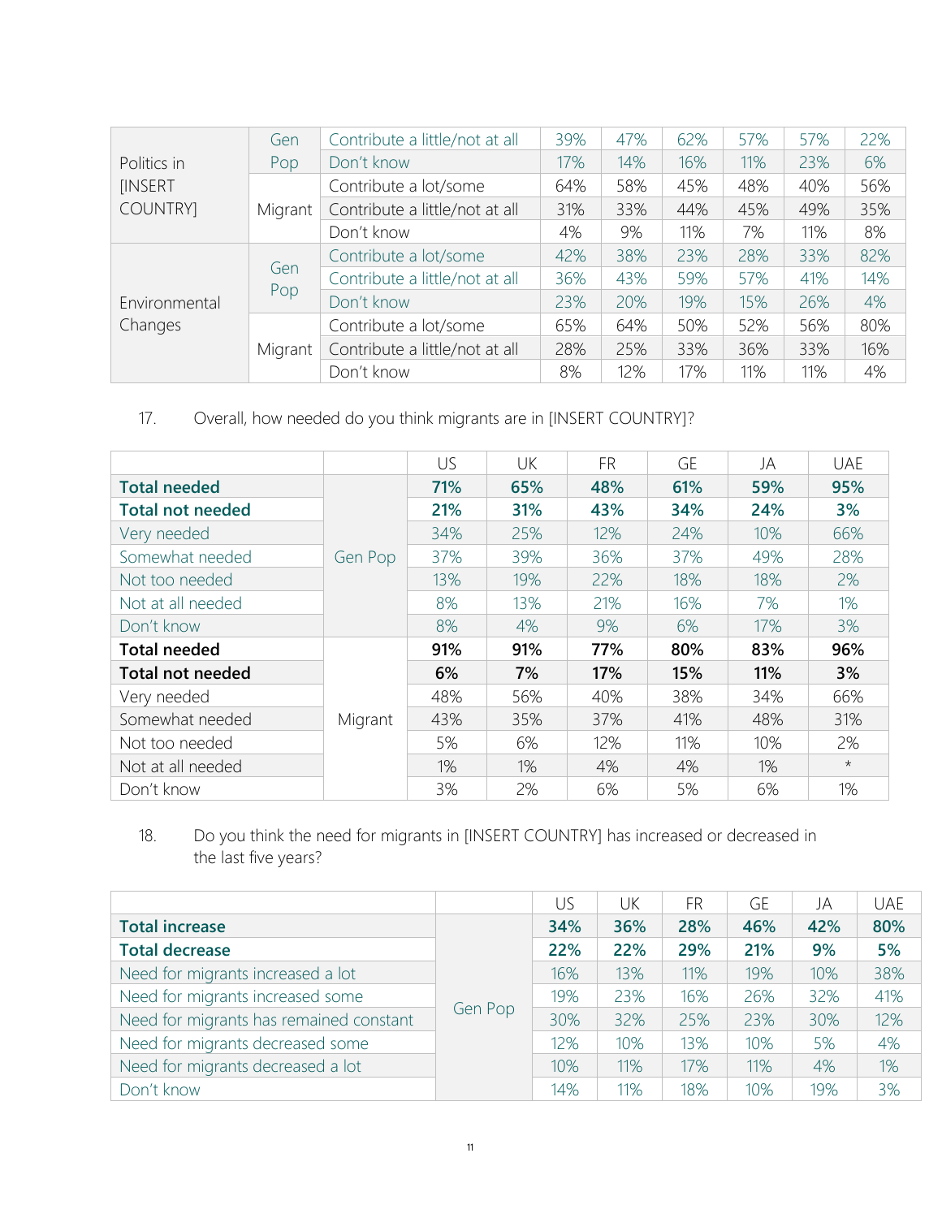| | | | | | | | | |
|---|---|---|---|---|---|---|---|---|
| Politics in [INSERT COUNTRY] | Gen Pop | Contribute a little/not at all | 39% | 47% | 62% | 57% | 57% | 22% |
| | | Don't know | 17% | 14% | 16% | 11% | 23% | 6% |
| | Migrant | Contribute a lot/some | 64% | 58% | 45% | 48% | 40% | 56% |
| | | Contribute a little/not at all | 31% | 33% | 44% | 45% | 49% | 35% |
| | | Don't know | 4% | 9% | 11% | 7% | 11% | 8% |
| Environmental Changes | Gen Pop | Contribute a lot/some | 42% | 38% | 23% | 28% | 33% | 82% |
| | | Contribute a little/not at all | 36% | 43% | 59% | 57% | 41% | 14% |
| | | Don't know | 23% | 20% | 19% | 15% | 26% | 4% |
| | Migrant | Contribute a lot/some | 65% | 64% | 50% | 52% | 56% | 80% |
| | | Contribute a little/not at all | 28% | 25% | 33% | 36% | 33% | 16% |
| | | Don't know | 8% | 12% | 17% | 11% | 11% | 4% |

17. Overall, how needed do you think migrants are in [INSERT COUNTRY]?

| | | US | UK | FR | GE | JA | UAE |
|---|---|---|---|---|---|---|---|
| **Total needed** | Gen Pop | **71%** | **65%** | **48%** | **61%** | **59%** | **95%** |
| **Total not needed** | | **21%** | **31%** | **43%** | **34%** | **24%** | **3%** |
| Very needed | | 34% | 25% | 12% | 24% | 10% | 66% |
| Somewhat needed | | 37% | 39% | 36% | 37% | 49% | 28% |
| Not too needed | | 13% | 19% | 22% | 18% | 18% | 2% |
| Not at all needed | | 8% | 13% | 21% | 16% | 7% | 1% |
| Don't know | | 8% | 4% | 9% | 6% | 17% | 3% |
| **Total needed** | Migrant | **91%** | **91%** | **77%** | **80%** | **83%** | **96%** |
| **Total not needed** | | **6%** | **7%** | **17%** | **15%** | **11%** | **3%** |
| Very needed | | 48% | 56% | 40% | 38% | 34% | 66% |
| Somewhat needed | | 43% | 35% | 37% | 41% | 48% | 31% |
| Not too needed | | 5% | 6% | 12% | 11% | 10% | 2% |
| Not at all needed | | 1% | 1% | 4% | 4% | 1% | * |
| Don't know | | 3% | 2% | 6% | 5% | 6% | 1% |

18. Do you think the need for migrants in [INSERT COUNTRY] has increased or decreased in the last five years?

| | | US | UK | FR | GE | JA | UAE |
|---|---|---|---|---|---|---|---|
| **Total increase** | Gen Pop | **34%** | **36%** | **28%** | **46%** | **42%** | **80%** |
| **Total decrease** | | **22%** | **22%** | **29%** | **21%** | **9%** | **5%** |
| Need for migrants increased a lot | | 16% | 13% | 11% | 19% | 10% | 38% |
| Need for migrants increased some | | 19% | 23% | 16% | 26% | 32% | 41% |
| Need for migrants has remained constant | | 30% | 32% | 25% | 23% | 30% | 12% |
| Need for migrants decreased some | | 12% | 10% | 13% | 10% | 5% | 4% |
| Need for migrants decreased a lot | | 10% | 11% | 17% | 11% | 4% | 1% |
| Don't know | | 14% | 11% | 18% | 10% | 19% | 3% |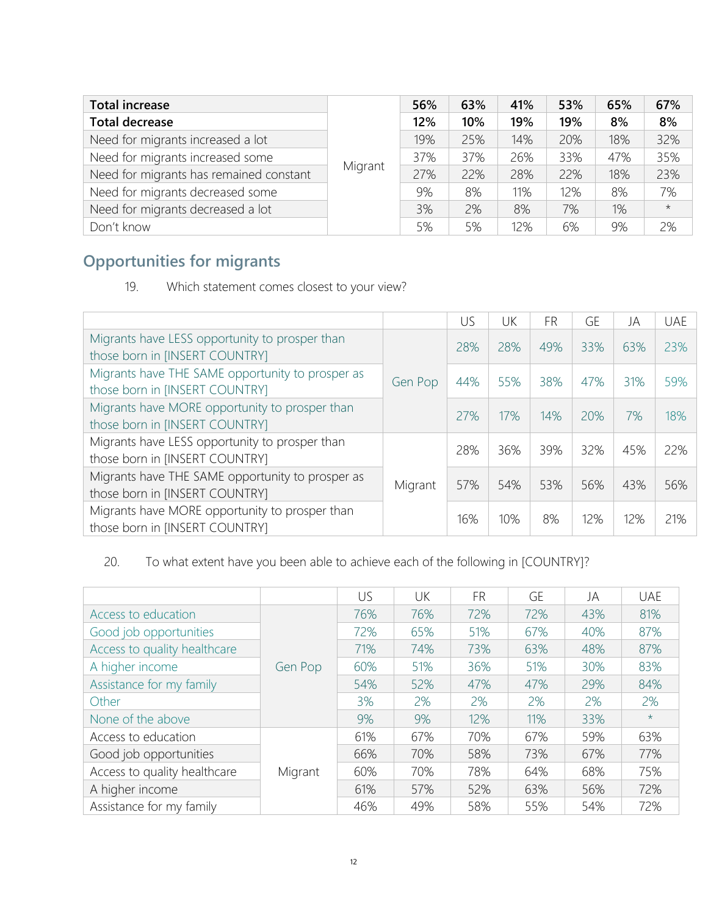| | | | | | | | |
|---|---|---|---|---|---|---|---|
| **Total increase** | Migrant | **56%** | **63%** | **41%** | **53%** | **65%** | **67%** |
| **Total decrease** | | **12%** | **10%** | **19%** | **19%** | **8%** | **8%** |
| Need for migrants increased a lot | | 19% | 25% | 14% | 20% | 18% | 32% |
| Need for migrants increased some | | 37% | 37% | 26% | 33% | 47% | 35% |
| Need for migrants has remained constant | | 27% | 22% | 28% | 22% | 18% | 23% |
| Need for migrants decreased some | | 9% | 8% | 11% | 12% | 8% | 7% |
| Need for migrants decreased a lot | | 3% | 2% | 8% | 7% | 1% | * |
| Don't know | | 5% | 5% | 12% | 6% | 9% | 2% |

## Opportunities for migrants

19. Which statement comes closest to your view?

| | | US | UK | FR | GE | JA | UAE |
|---|---|---|---|---|---|---|---|
| Migrants have LESS opportunity to prosper than those born in [INSERT COUNTRY] | Gen Pop | 28% | 28% | 49% | 33% | 63% | 23% |
| Migrants have THE SAME opportunity to prosper as those born in [INSERT COUNTRY] | | 44% | 55% | 38% | 47% | 31% | 59% |
| Migrants have MORE opportunity to prosper than those born in [INSERT COUNTRY] | | 27% | 17% | 14% | 20% | 7% | 18% |
| Migrants have LESS opportunity to prosper than those born in [INSERT COUNTRY] | Migrant | 28% | 36% | 39% | 32% | 45% | 22% |
| Migrants have THE SAME opportunity to prosper as those born in [INSERT COUNTRY] | | 57% | 54% | 53% | 56% | 43% | 56% |
| Migrants have MORE opportunity to prosper than those born in [INSERT COUNTRY] | | 16% | 10% | 8% | 12% | 12% | 21% |

20. To what extent have you been able to achieve each of the following in [COUNTRY]?

| | | US | UK | FR | GE | JA | UAE |
|---|---|---|---|---|---|---|---|
| Access to education | Gen Pop | 76% | 76% | 72% | 72% | 43% | 81% |
| Good job opportunities | | 72% | 65% | 51% | 67% | 40% | 87% |
| Access to quality healthcare | | 71% | 74% | 73% | 63% | 48% | 87% |
| A higher income | | 60% | 51% | 36% | 51% | 30% | 83% |
| Assistance for my family | | 54% | 52% | 47% | 47% | 29% | 84% |
| Other | | 3% | 2% | 2% | 2% | 2% | 2% |
| None of the above | | 9% | 9% | 12% | 11% | 33% | * |
| Access to education | Migrant | 61% | 67% | 70% | 67% | 59% | 63% |
| Good job opportunities | | 66% | 70% | 58% | 73% | 67% | 77% |
| Access to quality healthcare | | 60% | 70% | 78% | 64% | 68% | 75% |
| A higher income | | 61% | 57% | 52% | 63% | 56% | 72% |
| Assistance for my family | | 46% | 49% | 58% | 55% | 54% | 72% |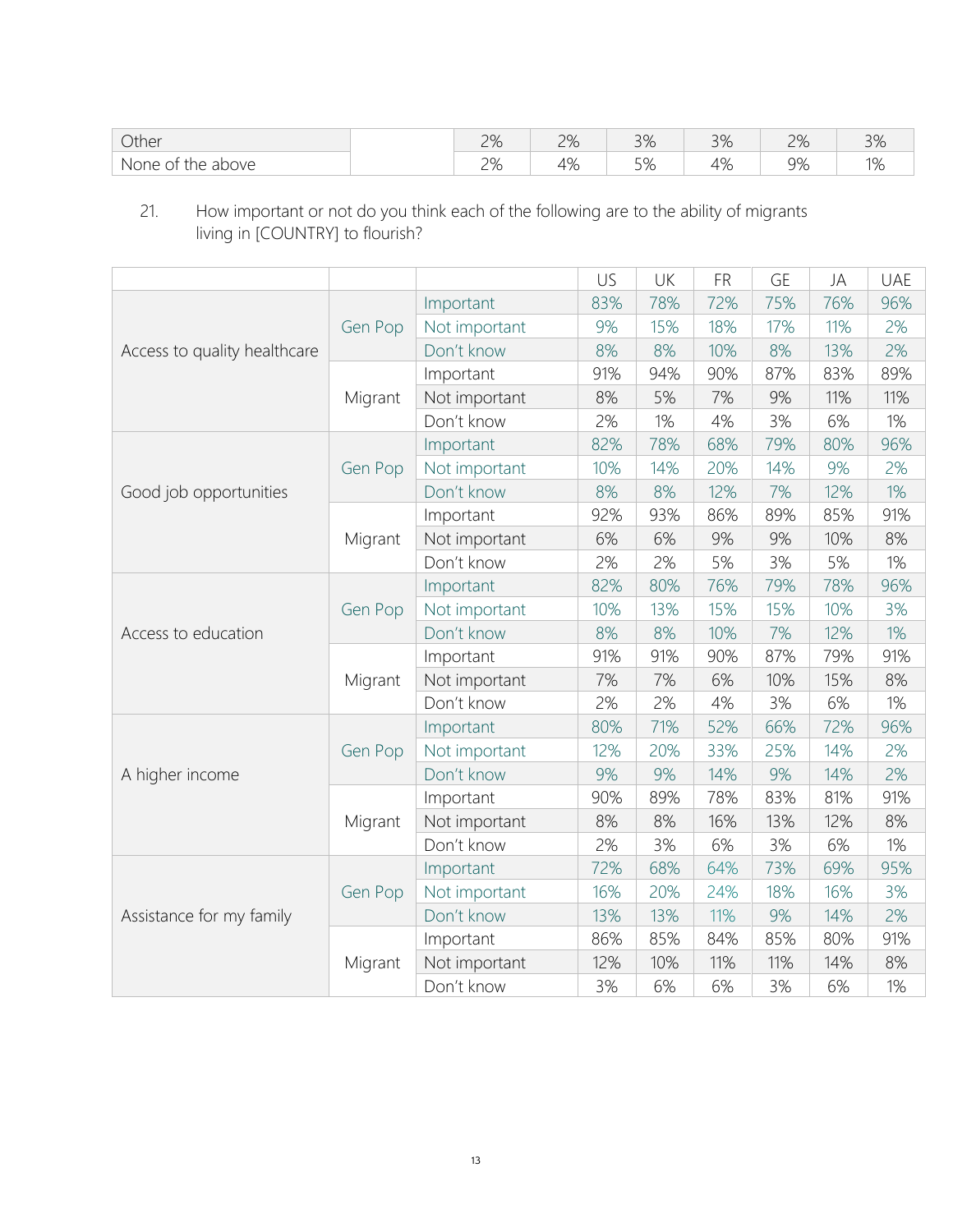| Other | | 2% | 2% | 3% | 3% | 2% | 3% |
|---|---|---|---|---|---|---|---|
| None of the above | | 2% | 4% | 5% | 4% | 9% | 1% |

21. How important or not do you think each of the following are to the ability of migrants living in [COUNTRY] to flourish?

| | | | US | UK | FR | GE | JA | UAE |
|---|---|---|---|---|---|---|---|---|
| Access to quality healthcare | Gen Pop | Important | 83% | 78% | 72% | 75% | 76% | 96% |
| | | Not important | 9% | 15% | 18% | 17% | 11% | 2% |
| | | Don't know | 8% | 8% | 10% | 8% | 13% | 2% |
| | Migrant | Important | 91% | 94% | 90% | 87% | 83% | 89% |
| | | Not important | 8% | 5% | 7% | 9% | 11% | 11% |
| | | Don't know | 2% | 1% | 4% | 3% | 6% | 1% |
| Good job opportunities | Gen Pop | Important | 82% | 78% | 68% | 79% | 80% | 96% |
| | | Not important | 10% | 14% | 20% | 14% | 9% | 2% |
| | | Don't know | 8% | 8% | 12% | 7% | 12% | 1% |
| | Migrant | Important | 92% | 93% | 86% | 89% | 85% | 91% |
| | | Not important | 6% | 6% | 9% | 9% | 10% | 8% |
| | | Don't know | 2% | 2% | 5% | 3% | 5% | 1% |
| Access to education | Gen Pop | Important | 82% | 80% | 76% | 79% | 78% | 96% |
| | | Not important | 10% | 13% | 15% | 15% | 10% | 3% |
| | | Don't know | 8% | 8% | 10% | 7% | 12% | 1% |
| | Migrant | Important | 91% | 91% | 90% | 87% | 79% | 91% |
| | | Not important | 7% | 7% | 6% | 10% | 15% | 8% |
| | | Don't know | 2% | 2% | 4% | 3% | 6% | 1% |
| A higher income | Gen Pop | Important | 80% | 71% | 52% | 66% | 72% | 96% |
| | | Not important | 12% | 20% | 33% | 25% | 14% | 2% |
| | | Don't know | 9% | 9% | 14% | 9% | 14% | 2% |
| | Migrant | Important | 90% | 89% | 78% | 83% | 81% | 91% |
| | | Not important | 8% | 8% | 16% | 13% | 12% | 8% |
| | | Don't know | 2% | 3% | 6% | 3% | 6% | 1% |
| Assistance for my family | Gen Pop | Important | 72% | 68% | 64% | 73% | 69% | 95% |
| | | Not important | 16% | 20% | 24% | 18% | 16% | 3% |
| | | Don't know | 13% | 13% | 11% | 9% | 14% | 2% |
| | Migrant | Important | 86% | 85% | 84% | 85% | 80% | 91% |
| | | Not important | 12% | 10% | 11% | 11% | 14% | 8% |
| | | Don't know | 3% | 6% | 6% | 3% | 6% | 1% |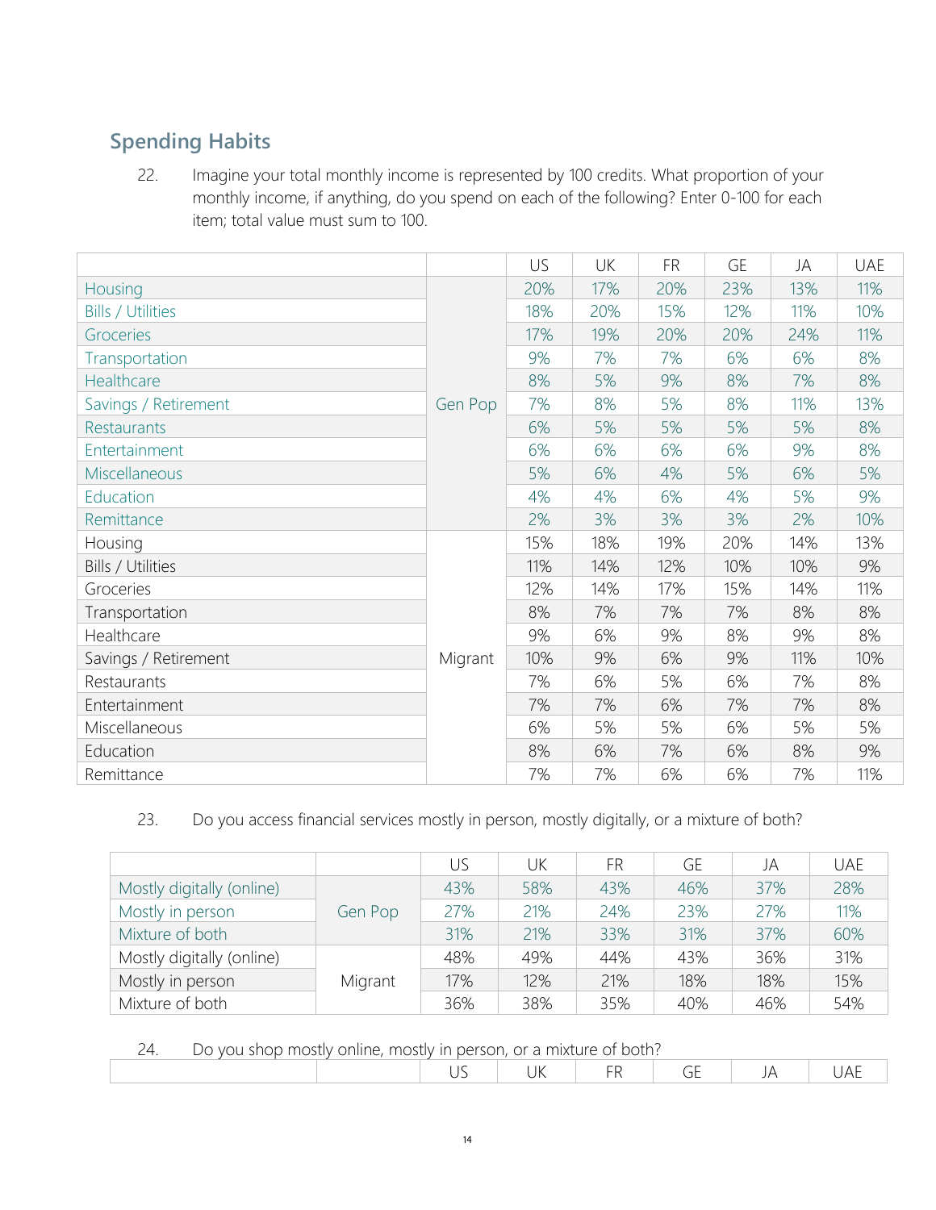## Spending Habits

22. Imagine your total monthly income is represented by 100 credits. What proportion of your monthly income, if anything, do you spend on each of the following? Enter 0-100 for each item; total value must sum to 100.

| | | US | UK | FR | GE | JA | UAE |
|---|---|---|---|---|---|---|---|
| Housing | Gen Pop | 20% | 17% | 20% | 23% | 13% | 11% |
| Bills / Utilities | | 18% | 20% | 15% | 12% | 11% | 10% |
| Groceries | | 17% | 19% | 20% | 20% | 24% | 11% |
| Transportation | | 9% | 7% | 7% | 6% | 6% | 8% |
| Healthcare | | 8% | 5% | 9% | 8% | 7% | 8% |
| Savings / Retirement | | 7% | 8% | 5% | 8% | 11% | 13% |
| Restaurants | | 6% | 5% | 5% | 5% | 5% | 8% |
| Entertainment | | 6% | 6% | 6% | 6% | 9% | 8% |
| Miscellaneous | | 5% | 6% | 4% | 5% | 6% | 5% |
| Education | | 4% | 4% | 6% | 4% | 5% | 9% |
| Remittance | | 2% | 3% | 3% | 3% | 2% | 10% |
| Housing | Migrant | 15% | 18% | 19% | 20% | 14% | 13% |
| Bills / Utilities | | 11% | 14% | 12% | 10% | 10% | 9% |
| Groceries | | 12% | 14% | 17% | 15% | 14% | 11% |
| Transportation | | 8% | 7% | 7% | 7% | 8% | 8% |
| Healthcare | | 9% | 6% | 9% | 8% | 9% | 8% |
| Savings / Retirement | | 10% | 9% | 6% | 9% | 11% | 10% |
| Restaurants | | 7% | 6% | 5% | 6% | 7% | 8% |
| Entertainment | | 7% | 7% | 6% | 7% | 7% | 8% |
| Miscellaneous | | 6% | 5% | 5% | 6% | 5% | 5% |
| Education | | 8% | 6% | 7% | 6% | 8% | 9% |
| Remittance | | 7% | 7% | 6% | 6% | 7% | 11% |

23. Do you access financial services mostly in person, mostly digitally, or a mixture of both?

| | | US | UK | FR | GE | JA | UAE |
|---|---|---|---|---|---|---|---|
| Mostly digitally (online) | Gen Pop | 43% | 58% | 43% | 46% | 37% | 28% |
| Mostly in person | | 27% | 21% | 24% | 23% | 27% | 11% |
| Mixture of both | | 31% | 21% | 33% | 31% | 37% | 60% |
| Mostly digitally (online) | Migrant | 48% | 49% | 44% | 43% | 36% | 31% |
| Mostly in person | | 17% | 12% | 21% | 18% | 18% | 15% |
| Mixture of both | | 36% | 38% | 35% | 40% | 46% | 54% |

24. Do you shop mostly online, mostly in person, or a mixture of both?

| | | US | UK | FR | GE | JA | UAE |
|---|---|---|---|---|---|---|---|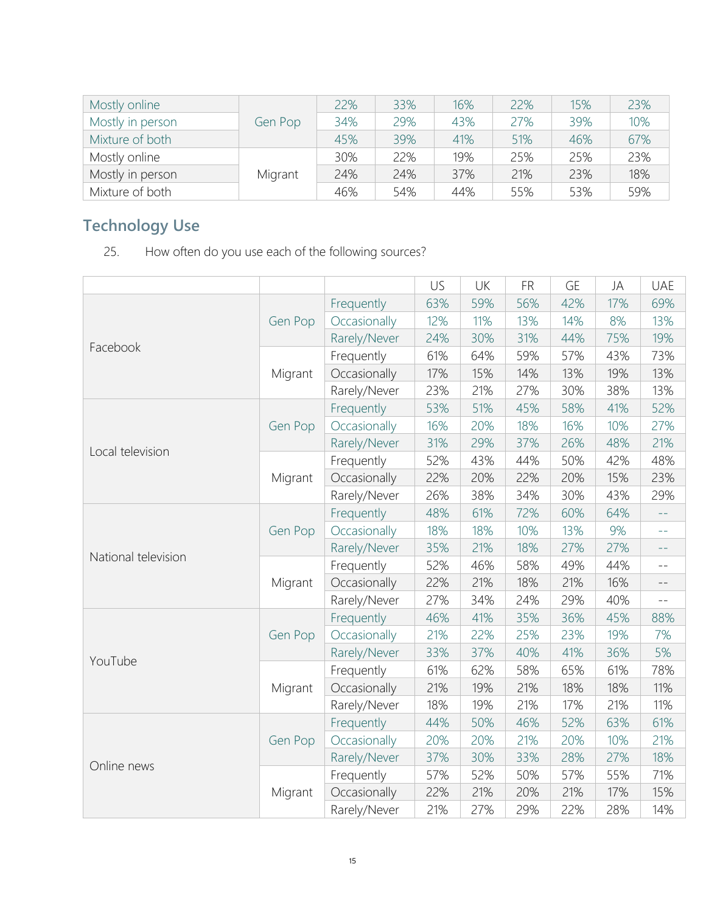| | | | | | | | |
|---|---|---|---|---|---|---|---|
| Mostly online | Gen Pop | 22% | 33% | 16% | 22% | 15% | 23% |
| Mostly in person | | 34% | 29% | 43% | 27% | 39% | 10% |
| Mixture of both | | 45% | 39% | 41% | 51% | 46% | 67% |
| Mostly online | Migrant | 30% | 22% | 19% | 25% | 25% | 23% |
| Mostly in person | | 24% | 24% | 37% | 21% | 23% | 18% |
| Mixture of both | | 46% | 54% | 44% | 55% | 53% | 59% |

## Technology Use

25. How often do you use each of the following sources?

| | | | US | UK | FR | GE | JA | UAE |
|---|---|---|---|---|---|---|---|---|
| Facebook | Gen Pop | Frequently | 63% | 59% | 56% | 42% | 17% | 69% |
| | | Occasionally | 12% | 11% | 13% | 14% | 8% | 13% |
| | | Rarely/Never | 24% | 30% | 31% | 44% | 75% | 19% |
| | Migrant | Frequently | 61% | 64% | 59% | 57% | 43% | 73% |
| | | Occasionally | 17% | 15% | 14% | 13% | 19% | 13% |
| | | Rarely/Never | 23% | 21% | 27% | 30% | 38% | 13% |
| Local television | Gen Pop | Frequently | 53% | 51% | 45% | 58% | 41% | 52% |
| | | Occasionally | 16% | 20% | 18% | 16% | 10% | 27% |
| | | Rarely/Never | 31% | 29% | 37% | 26% | 48% | 21% |
| | Migrant | Frequently | 52% | 43% | 44% | 50% | 42% | 48% |
| | | Occasionally | 22% | 20% | 22% | 20% | 15% | 23% |
| | | Rarely/Never | 26% | 38% | 34% | 30% | 43% | 29% |
| National television | Gen Pop | Frequently | 48% | 61% | 72% | 60% | 64% | -- |
| | | Occasionally | 18% | 18% | 10% | 13% | 9% | -- |
| | | Rarely/Never | 35% | 21% | 18% | 27% | 27% | -- |
| | Migrant | Frequently | 52% | 46% | 58% | 49% | 44% | -- |
| | | Occasionally | 22% | 21% | 18% | 21% | 16% | -- |
| | | Rarely/Never | 27% | 34% | 24% | 29% | 40% | -- |
| YouTube | Gen Pop | Frequently | 46% | 41% | 35% | 36% | 45% | 88% |
| | | Occasionally | 21% | 22% | 25% | 23% | 19% | 7% |
| | | Rarely/Never | 33% | 37% | 40% | 41% | 36% | 5% |
| | Migrant | Frequently | 61% | 62% | 58% | 65% | 61% | 78% |
| | | Occasionally | 21% | 19% | 21% | 18% | 18% | 11% |
| | | Rarely/Never | 18% | 19% | 21% | 17% | 21% | 11% |
| Online news | Gen Pop | Frequently | 44% | 50% | 46% | 52% | 63% | 61% |
| | | Occasionally | 20% | 20% | 21% | 20% | 10% | 21% |
| | | Rarely/Never | 37% | 30% | 33% | 28% | 27% | 18% |
| | Migrant | Frequently | 57% | 52% | 50% | 57% | 55% | 71% |
| | | Occasionally | 22% | 21% | 20% | 21% | 17% | 15% |
| | | Rarely/Never | 21% | 27% | 29% | 22% | 28% | 14% |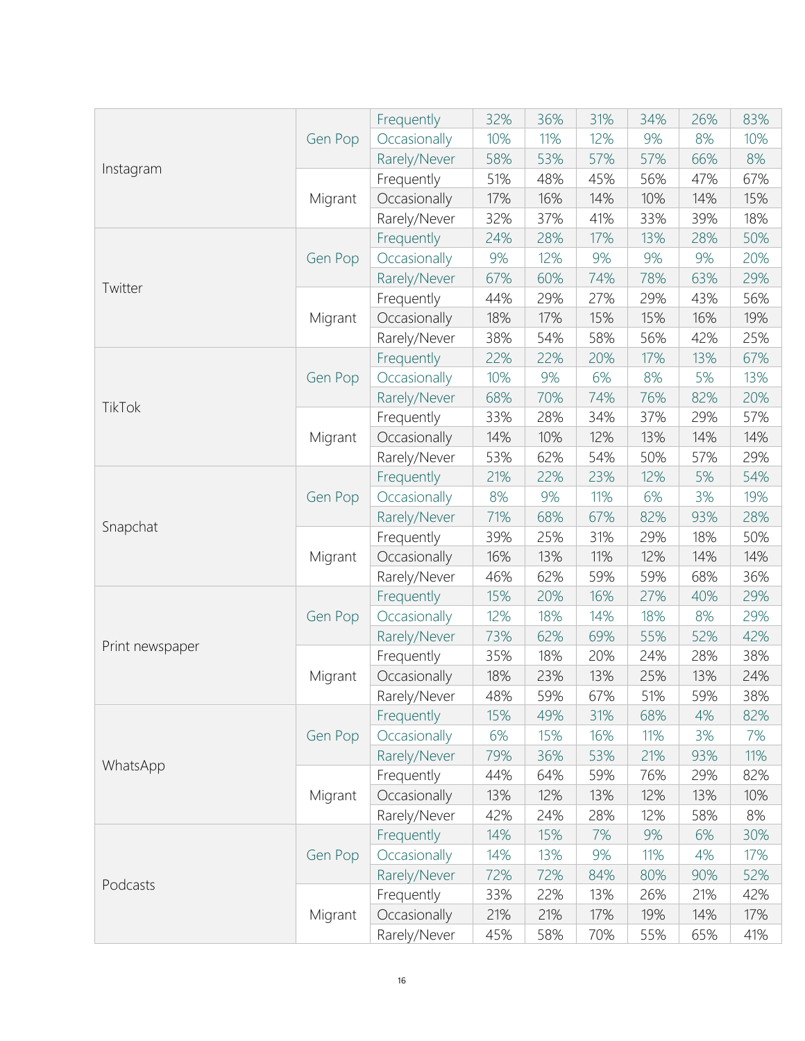| | | | | | | | | |
|---|---|---|---|---|---|---|---|---|
| Instagram | Gen Pop | Frequently | 32% | 36% | 31% | 34% | 26% | 83% |
| | | Occasionally | 10% | 11% | 12% | 9% | 8% | 10% |
| | | Rarely/Never | 58% | 53% | 57% | 57% | 66% | 8% |
| | Migrant | Frequently | 51% | 48% | 45% | 56% | 47% | 67% |
| | | Occasionally | 17% | 16% | 14% | 10% | 14% | 15% |
| | | Rarely/Never | 32% | 37% | 41% | 33% | 39% | 18% |
| Twitter | Gen Pop | Frequently | 24% | 28% | 17% | 13% | 28% | 50% |
| | | Occasionally | 9% | 12% | 9% | 9% | 9% | 20% |
| | | Rarely/Never | 67% | 60% | 74% | 78% | 63% | 29% |
| | Migrant | Frequently | 44% | 29% | 27% | 29% | 43% | 56% |
| | | Occasionally | 18% | 17% | 15% | 15% | 16% | 19% |
| | | Rarely/Never | 38% | 54% | 58% | 56% | 42% | 25% |
| TikTok | Gen Pop | Frequently | 22% | 22% | 20% | 17% | 13% | 67% |
| | | Occasionally | 10% | 9% | 6% | 8% | 5% | 13% |
| | | Rarely/Never | 68% | 70% | 74% | 76% | 82% | 20% |
| | Migrant | Frequently | 33% | 28% | 34% | 37% | 29% | 57% |
| | | Occasionally | 14% | 10% | 12% | 13% | 14% | 14% |
| | | Rarely/Never | 53% | 62% | 54% | 50% | 57% | 29% |
| Snapchat | Gen Pop | Frequently | 21% | 22% | 23% | 12% | 5% | 54% |
| | | Occasionally | 8% | 9% | 11% | 6% | 3% | 19% |
| | | Rarely/Never | 71% | 68% | 67% | 82% | 93% | 28% |
| | Migrant | Frequently | 39% | 25% | 31% | 29% | 18% | 50% |
| | | Occasionally | 16% | 13% | 11% | 12% | 14% | 14% |
| | | Rarely/Never | 46% | 62% | 59% | 59% | 68% | 36% |
| Print newspaper | Gen Pop | Frequently | 15% | 20% | 16% | 27% | 40% | 29% |
| | | Occasionally | 12% | 18% | 14% | 18% | 8% | 29% |
| | | Rarely/Never | 73% | 62% | 69% | 55% | 52% | 42% |
| | Migrant | Frequently | 35% | 18% | 20% | 24% | 28% | 38% |
| | | Occasionally | 18% | 23% | 13% | 25% | 13% | 24% |
| | | Rarely/Never | 48% | 59% | 67% | 51% | 59% | 38% |
| WhatsApp | Gen Pop | Frequently | 15% | 49% | 31% | 68% | 4% | 82% |
| | | Occasionally | 6% | 15% | 16% | 11% | 3% | 7% |
| | | Rarely/Never | 79% | 36% | 53% | 21% | 93% | 11% |
| | Migrant | Frequently | 44% | 64% | 59% | 76% | 29% | 82% |
| | | Occasionally | 13% | 12% | 13% | 12% | 13% | 10% |
| | | Rarely/Never | 42% | 24% | 28% | 12% | 58% | 8% |
| Podcasts | Gen Pop | Frequently | 14% | 15% | 7% | 9% | 6% | 30% |
| | | Occasionally | 14% | 13% | 9% | 11% | 4% | 17% |
| | | Rarely/Never | 72% | 72% | 84% | 80% | 90% | 52% |
| | Migrant | Frequently | 33% | 22% | 13% | 26% | 21% | 42% |
| | | Occasionally | 21% | 21% | 17% | 19% | 14% | 17% |
| | | Rarely/Never | 45% | 58% | 70% | 55% | 65% | 41% |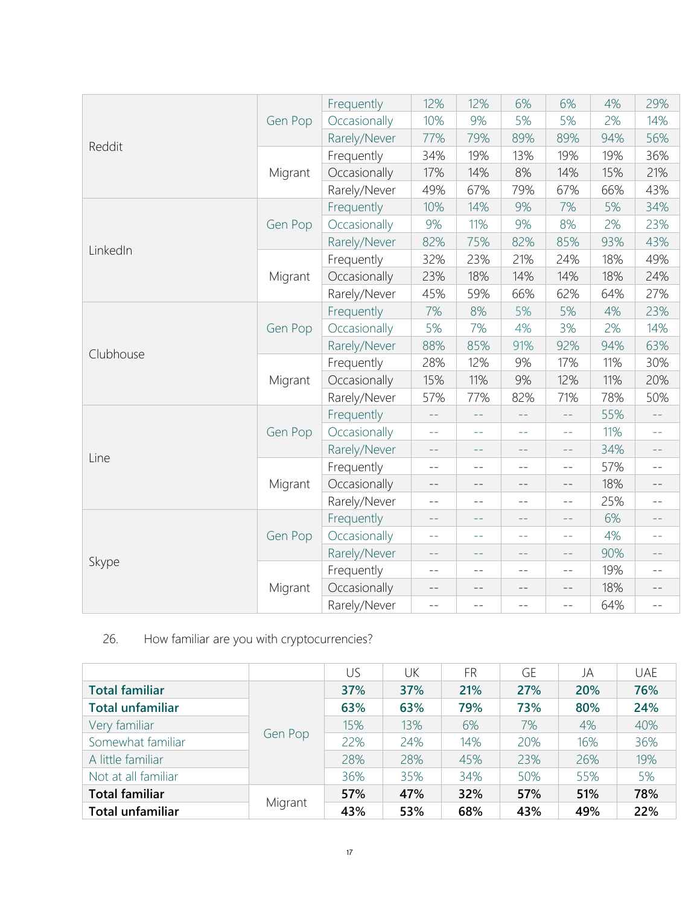| | | | | | | | | |
|---|---|---|---|---|---|---|---|---|
| Reddit | Gen Pop | Frequently | 12% | 12% | 6% | 6% | 4% | 29% |
| | | Occasionally | 10% | 9% | 5% | 5% | 2% | 14% |
| | | Rarely/Never | 77% | 79% | 89% | 89% | 94% | 56% |
| | Migrant | Frequently | 34% | 19% | 13% | 19% | 19% | 36% |
| | | Occasionally | 17% | 14% | 8% | 14% | 15% | 21% |
| | | Rarely/Never | 49% | 67% | 79% | 67% | 66% | 43% |
| LinkedIn | Gen Pop | Frequently | 10% | 14% | 9% | 7% | 5% | 34% |
| | | Occasionally | 9% | 11% | 9% | 8% | 2% | 23% |
| | | Rarely/Never | 82% | 75% | 82% | 85% | 93% | 43% |
| | Migrant | Frequently | 32% | 23% | 21% | 24% | 18% | 49% |
| | | Occasionally | 23% | 18% | 14% | 14% | 18% | 24% |
| | | Rarely/Never | 45% | 59% | 66% | 62% | 64% | 27% |
| Clubhouse | Gen Pop | Frequently | 7% | 8% | 5% | 5% | 4% | 23% |
| | | Occasionally | 5% | 7% | 4% | 3% | 2% | 14% |
| | | Rarely/Never | 88% | 85% | 91% | 92% | 94% | 63% |
| | Migrant | Frequently | 28% | 12% | 9% | 17% | 11% | 30% |
| | | Occasionally | 15% | 11% | 9% | 12% | 11% | 20% |
| | | Rarely/Never | 57% | 77% | 82% | 71% | 78% | 50% |
| Line | Gen Pop | Frequently | -- | -- | -- | -- | 55% | -- |
| | | Occasionally | -- | -- | -- | -- | 11% | -- |
| | | Rarely/Never | -- | -- | -- | -- | 34% | -- |
| | Migrant | Frequently | -- | -- | -- | -- | 57% | -- |
| | | Occasionally | -- | -- | -- | -- | 18% | -- |
| | | Rarely/Never | -- | -- | -- | -- | 25% | -- |
| Skype | Gen Pop | Frequently | -- | -- | -- | -- | 6% | -- |
| | | Occasionally | -- | -- | -- | -- | 4% | -- |
| | | Rarely/Never | -- | -- | -- | -- | 90% | -- |
| | Migrant | Frequently | -- | -- | -- | -- | 19% | -- |
| | | Occasionally | -- | -- | -- | -- | 18% | -- |
| | | Rarely/Never | -- | -- | -- | -- | 64% | -- |

26. How familiar are you with cryptocurrencies?

| | | US | UK | FR | GE | JA | UAE |
|---|---|---|---|---|---|---|---|
| **Total familiar** | Gen Pop | **37%** | **37%** | **21%** | **27%** | **20%** | **76%** |
| **Total unfamiliar** | | **63%** | **63%** | **79%** | **73%** | **80%** | **24%** |
| Very familiar | | 15% | 13% | 6% | 7% | 4% | 40% |
| Somewhat familiar | | 22% | 24% | 14% | 20% | 16% | 36% |
| A little familiar | | 28% | 28% | 45% | 23% | 26% | 19% |
| Not at all familiar | | 36% | 35% | 34% | 50% | 55% | 5% |
| **Total familiar** | Migrant | **57%** | **47%** | **32%** | **57%** | **51%** | **78%** |
| **Total unfamiliar** | | **43%** | **53%** | **68%** | **43%** | **49%** | **22%** |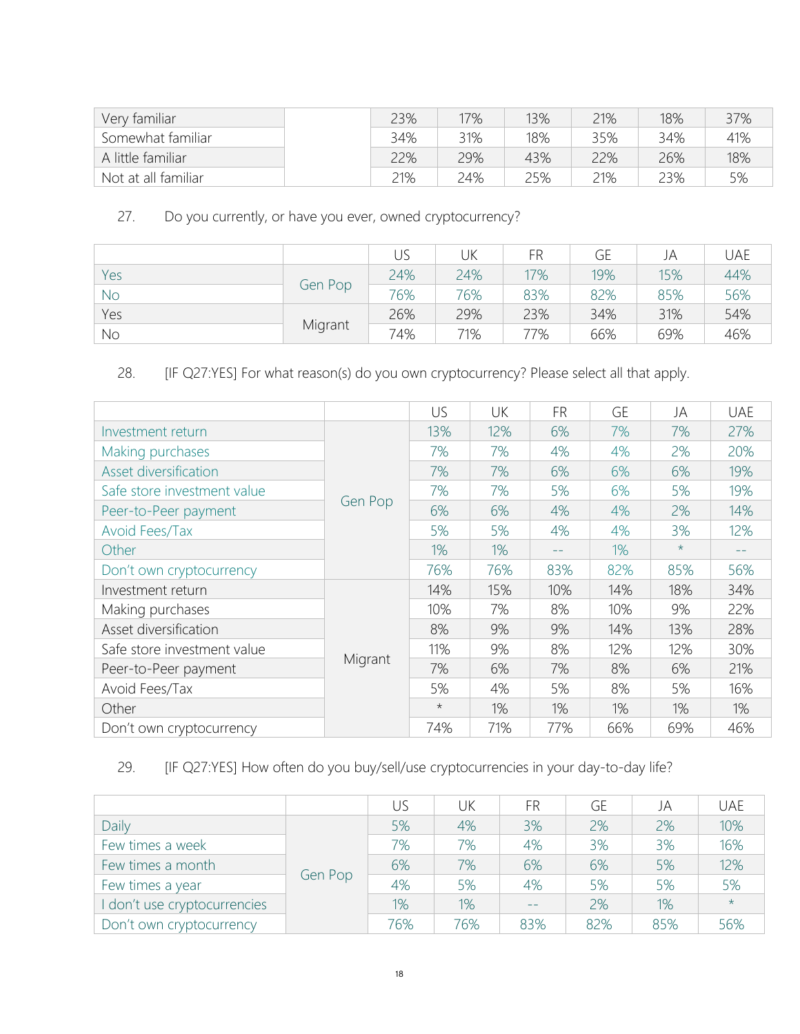| | | | | | | |
|---|---|---|---|---|---|---|
| Very familiar | | 23% | 17% | 13% | 21% | 18% | 37% |
| Somewhat familiar | | 34% | 31% | 18% | 35% | 34% | 41% |
| A little familiar | | 22% | 29% | 43% | 22% | 26% | 18% |
| Not at all familiar | | 21% | 24% | 25% | 21% | 23% | 5% |

27. Do you currently, or have you ever, owned cryptocurrency?

| | | US | UK | FR | GE | JA | UAE |
|---|---|---|---|---|---|---|---|
| Yes | Gen Pop | 24% | 24% | 17% | 19% | 15% | 44% |
| No | | 76% | 76% | 83% | 82% | 85% | 56% |
| Yes | Migrant | 26% | 29% | 23% | 34% | 31% | 54% |
| No | | 74% | 71% | 77% | 66% | 69% | 46% |

28. [IF Q27:YES] For what reason(s) do you own cryptocurrency? Please select all that apply.

| | | US | UK | FR | GE | JA | UAE |
|---|---|---|---|---|---|---|---|
| Investment return | Gen Pop | 13% | 12% | 6% | 7% | 7% | 27% |
| Making purchases | | 7% | 7% | 4% | 4% | 2% | 20% |
| Asset diversification | | 7% | 7% | 6% | 6% | 6% | 19% |
| Safe store investment value | | 7% | 7% | 5% | 6% | 5% | 19% |
| Peer-to-Peer payment | | 6% | 6% | 4% | 4% | 2% | 14% |
| Avoid Fees/Tax | | 5% | 5% | 4% | 4% | 3% | 12% |
| Other | | 1% | 1% | -- | 1% | * | -- |
| Don't own cryptocurrency | | 76% | 76% | 83% | 82% | 85% | 56% |
| Investment return | Migrant | 14% | 15% | 10% | 14% | 18% | 34% |
| Making purchases | | 10% | 7% | 8% | 10% | 9% | 22% |
| Asset diversification | | 8% | 9% | 9% | 14% | 13% | 28% |
| Safe store investment value | | 11% | 9% | 8% | 12% | 12% | 30% |
| Peer-to-Peer payment | | 7% | 6% | 7% | 8% | 6% | 21% |
| Avoid Fees/Tax | | 5% | 4% | 5% | 8% | 5% | 16% |
| Other | | * | 1% | 1% | 1% | 1% | 1% |
| Don't own cryptocurrency | | 74% | 71% | 77% | 66% | 69% | 46% |

29. [IF Q27:YES] How often do you buy/sell/use cryptocurrencies in your day-to-day life?

| | | US | UK | FR | GE | JA | UAE |
|---|---|---|---|---|---|---|---|
| Daily | Gen Pop | 5% | 4% | 3% | 2% | 2% | 10% |
| Few times a week | | 7% | 7% | 4% | 3% | 3% | 16% |
| Few times a month | | 6% | 7% | 6% | 6% | 5% | 12% |
| Few times a year | | 4% | 5% | 4% | 5% | 5% | 5% |
| I don't use cryptocurrencies | | 1% | 1% | -- | 2% | 1% | * |
| Don't own cryptocurrency | | 76% | 76% | 83% | 82% | 85% | 56% |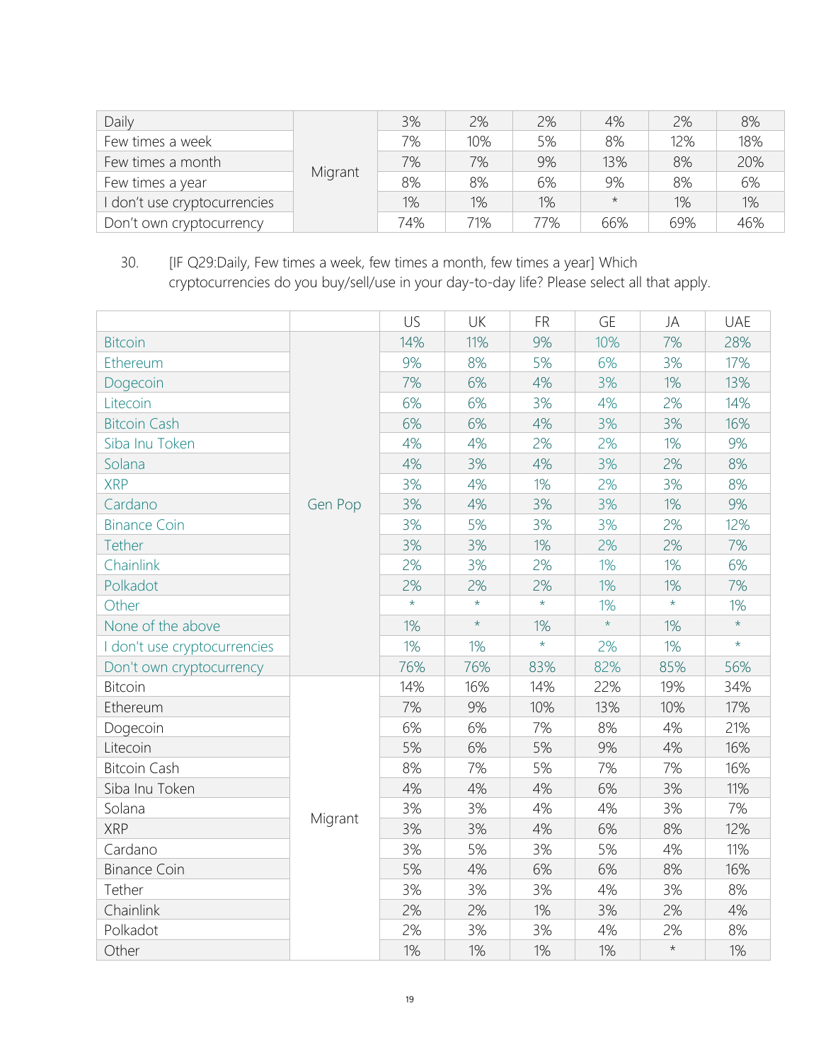| | | | | | | | |
|---|---|---|---|---|---|---|---|
| Daily | Migrant | 3% | 2% | 2% | 4% | 2% | 8% |
| Few times a week | | 7% | 10% | 5% | 8% | 12% | 18% |
| Few times a month | | 7% | 7% | 9% | 13% | 8% | 20% |
| Few times a year | | 8% | 8% | 6% | 9% | 8% | 6% |
| I don't use cryptocurrencies | | 1% | 1% | 1% | * | 1% | 1% |
| Don't own cryptocurrency | | 74% | 71% | 77% | 66% | 69% | 46% |

30. [IF Q29:Daily, Few times a week, few times a month, few times a year] Which cryptocurrencies do you buy/sell/use in your day-to-day life? Please select all that apply.

| | | US | UK | FR | GE | JA | UAE |
|---|---|---|---|---|---|---|---|
| Bitcoin | Gen Pop | 14% | 11% | 9% | 10% | 7% | 28% |
| Ethereum | | 9% | 8% | 5% | 6% | 3% | 17% |
| Dogecoin | | 7% | 6% | 4% | 3% | 1% | 13% |
| Litecoin | | 6% | 6% | 3% | 4% | 2% | 14% |
| Bitcoin Cash | | 6% | 6% | 4% | 3% | 3% | 16% |
| Siba Inu Token | | 4% | 4% | 2% | 2% | 1% | 9% |
| Solana | | 4% | 3% | 4% | 3% | 2% | 8% |
| XRP | | 3% | 4% | 1% | 2% | 3% | 8% |
| Cardano | | 3% | 4% | 3% | 3% | 1% | 9% |
| Binance Coin | | 3% | 5% | 3% | 3% | 2% | 12% |
| Tether | | 3% | 3% | 1% | 2% | 2% | 7% |
| Chainlink | | 2% | 3% | 2% | 1% | 1% | 6% |
| Polkadot | | 2% | 2% | 2% | 1% | 1% | 7% |
| Other | | * | * | * | 1% | * | 1% |
| None of the above | | 1% | * | 1% | * | 1% | * |
| I don't use cryptocurrencies | | 1% | 1% | * | 2% | 1% | * |
| Don't own cryptocurrency | | 76% | 76% | 83% | 82% | 85% | 56% |
| Bitcoin | Migrant | 14% | 16% | 14% | 22% | 19% | 34% |
| Ethereum | | 7% | 9% | 10% | 13% | 10% | 17% |
| Dogecoin | | 6% | 6% | 7% | 8% | 4% | 21% |
| Litecoin | | 5% | 6% | 5% | 9% | 4% | 16% |
| Bitcoin Cash | | 8% | 7% | 5% | 7% | 7% | 16% |
| Siba Inu Token | | 4% | 4% | 4% | 6% | 3% | 11% |
| Solana | | 3% | 3% | 4% | 4% | 3% | 7% |
| XRP | | 3% | 3% | 4% | 6% | 8% | 12% |
| Cardano | | 3% | 5% | 3% | 5% | 4% | 11% |
| Binance Coin | | 5% | 4% | 6% | 6% | 8% | 16% |
| Tether | | 3% | 3% | 3% | 4% | 3% | 8% |
| Chainlink | | 2% | 2% | 1% | 3% | 2% | 4% |
| Polkadot | | 2% | 3% | 3% | 4% | 2% | 8% |
| Other | | 1% | 1% | 1% | 1% | * | 1% |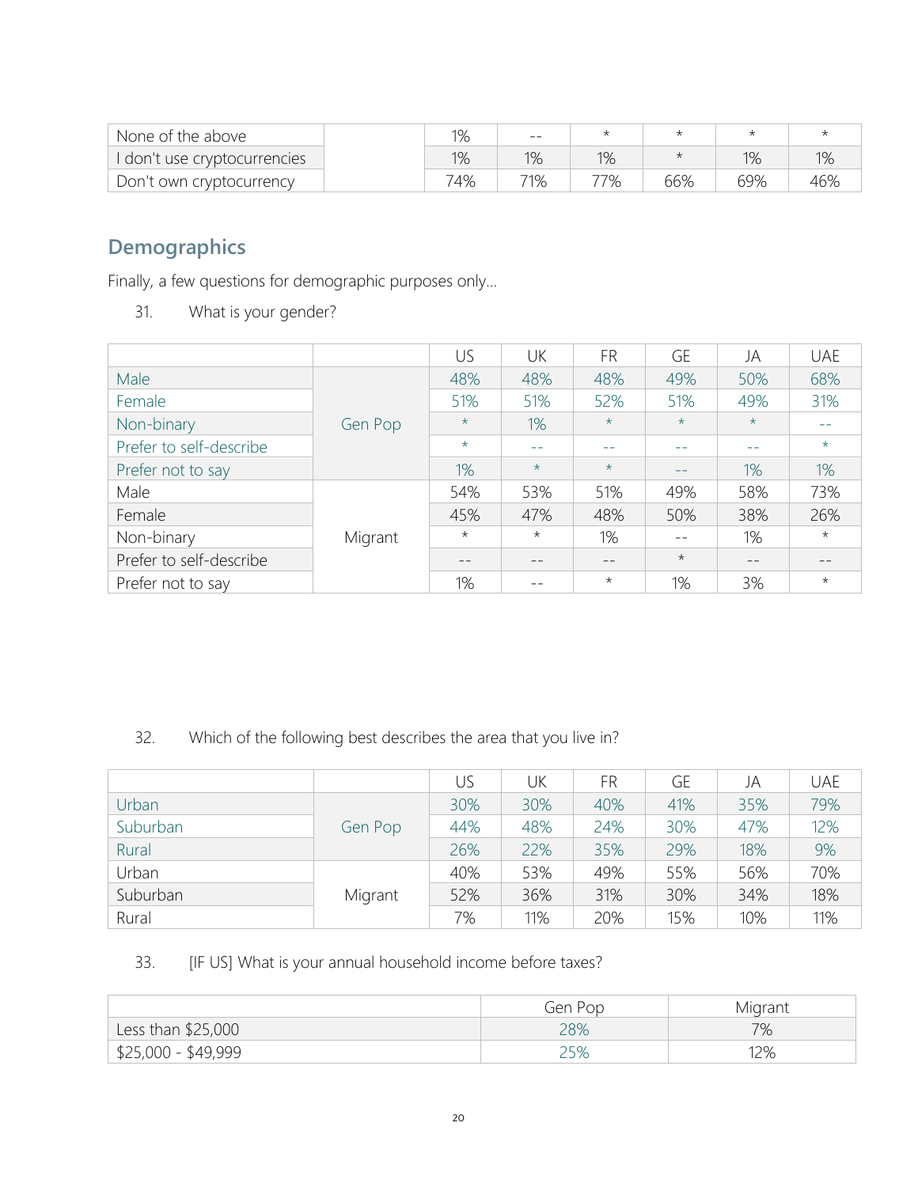| | | | | | | | |
|---|---|---|---|---|---|---|---|
| None of the above | | 1% | -- | * | * | * | * |
| I don't use cryptocurrencies | | 1% | 1% | 1% | * | 1% | 1% |
| Don't own cryptocurrency | | 74% | 71% | 77% | 66% | 69% | 46% |

## Demographics

Finally, a few questions for demographic purposes only…

31. What is your gender?

| | | US | UK | FR | GE | JA | UAE |
|---|---|---|---|---|---|---|---|
| Male | Gen Pop | 48% | 48% | 48% | 49% | 50% | 68% |
| Female | | 51% | 51% | 52% | 51% | 49% | 31% |
| Non-binary | | * | 1% | * | * | * | -- |
| Prefer to self-describe | | * | -- | -- | -- | -- | * |
| Prefer not to say | | 1% | * | * | -- | 1% | 1% |
| Male | Migrant | 54% | 53% | 51% | 49% | 58% | 73% |
| Female | | 45% | 47% | 48% | 50% | 38% | 26% |
| Non-binary | | * | * | 1% | -- | 1% | * |
| Prefer to self-describe | | -- | -- | -- | * | -- | -- |
| Prefer not to say | | 1% | -- | * | 1% | 3% | * |

32. Which of the following best describes the area that you live in?

| | | US | UK | FR | GE | JA | UAE |
|---|---|---|---|---|---|---|---|
| Urban | Gen Pop | 30% | 30% | 40% | 41% | 35% | 79% |
| Suburban | | 44% | 48% | 24% | 30% | 47% | 12% |
| Rural | | 26% | 22% | 35% | 29% | 18% | 9% |
| Urban | Migrant | 40% | 53% | 49% | 55% | 56% | 70% |
| Suburban | | 52% | 36% | 31% | 30% | 34% | 18% |
| Rural | | 7% | 11% | 20% | 15% | 10% | 11% |

33. [IF US] What is your annual household income before taxes?

| | Gen Pop | Migrant |
|---|---|---|
| Less than $25,000 | 28% | 7% |
| $25,000 - $49,999 | 25% | 12% |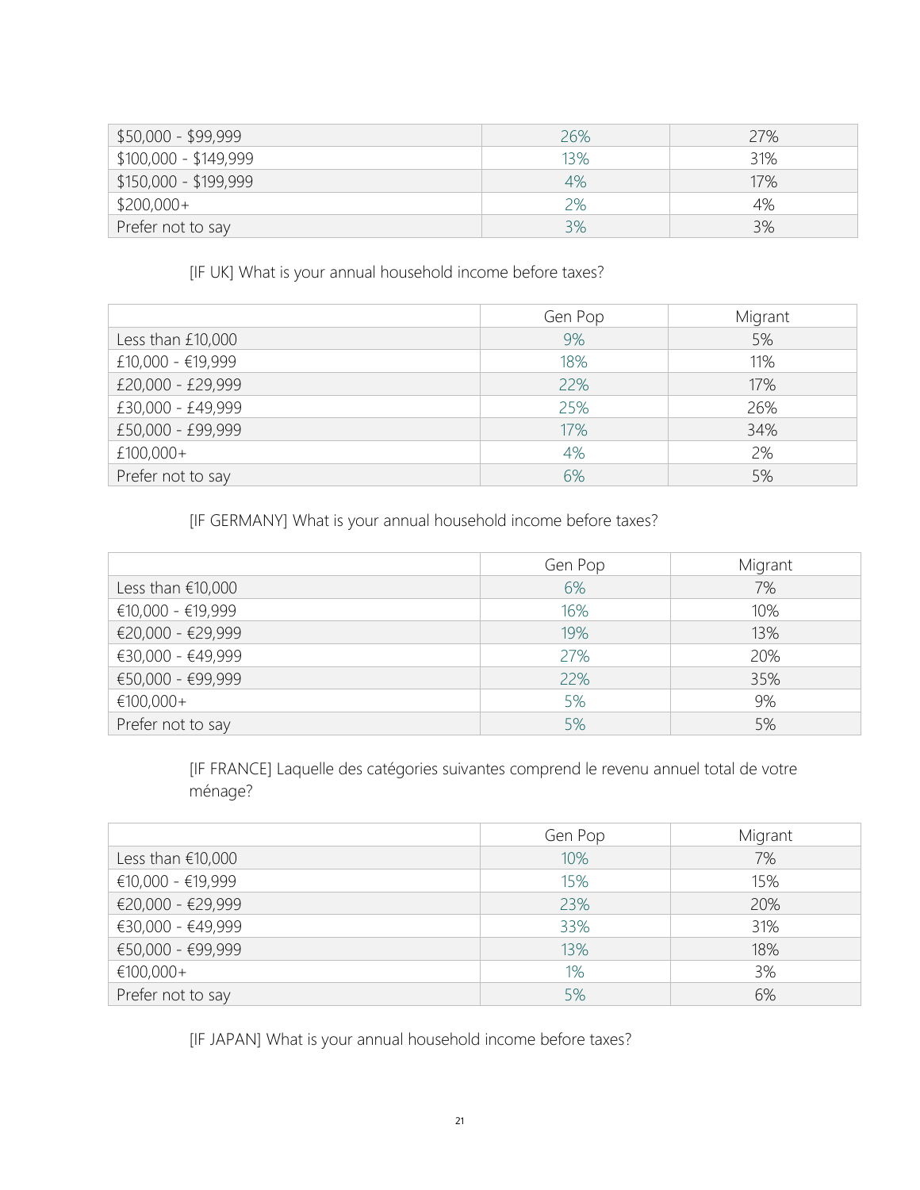| | | |
|---|---|---|
| $50,000 - $99,999 | 26% | 27% |
| $100,000 - $149,999 | 13% | 31% |
| $150,000 - $199,999 | 4% | 17% |
| $200,000+ | 2% | 4% |
| Prefer not to say | 3% | 3% |

[IF UK] What is your annual household income before taxes?

| | Gen Pop | Migrant |
|---|---|---|
| Less than £10,000 | 9% | 5% |
| £10,000 - €19,999 | 18% | 11% |
| £20,000 - £29,999 | 22% | 17% |
| £30,000 - £49,999 | 25% | 26% |
| £50,000 - £99,999 | 17% | 34% |
| £100,000+ | 4% | 2% |
| Prefer not to say | 6% | 5% |

[IF GERMANY] What is your annual household income before taxes?

| | Gen Pop | Migrant |
|---|---|---|
| Less than €10,000 | 6% | 7% |
| €10,000 - €19,999 | 16% | 10% |
| €20,000 - €29,999 | 19% | 13% |
| €30,000 - €49,999 | 27% | 20% |
| €50,000 - €99,999 | 22% | 35% |
| €100,000+ | 5% | 9% |
| Prefer not to say | 5% | 5% |

[IF FRANCE] Laquelle des catégories suivantes comprend le revenu annuel total de votre ménage?

| | Gen Pop | Migrant |
|---|---|---|
| Less than €10,000 | 10% | 7% |
| €10,000 - €19,999 | 15% | 15% |
| €20,000 - €29,999 | 23% | 20% |
| €30,000 - €49,999 | 33% | 31% |
| €50,000 - €99,999 | 13% | 18% |
| €100,000+ | 1% | 3% |
| Prefer not to say | 5% | 6% |

[IF JAPAN] What is your annual household income before taxes?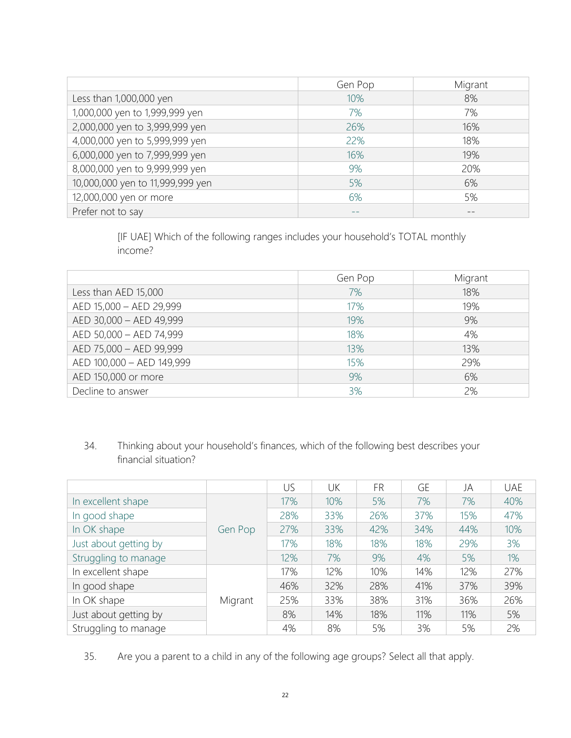| | Gen Pop | Migrant |
|---|---|---|
| Less than 1,000,000 yen | 10% | 8% |
| 1,000,000 yen to 1,999,999 yen | 7% | 7% |
| 2,000,000 yen to 3,999,999 yen | 26% | 16% |
| 4,000,000 yen to 5,999,999 yen | 22% | 18% |
| 6,000,000 yen to 7,999,999 yen | 16% | 19% |
| 8,000,000 yen to 9,999,999 yen | 9% | 20% |
| 10,000,000 yen to 11,999,999 yen | 5% | 6% |
| 12,000,000 yen or more | 6% | 5% |
| Prefer not to say | -- | -- |

[IF UAE] Which of the following ranges includes your household's TOTAL monthly income?

| | Gen Pop | Migrant |
|---|---|---|
| Less than AED 15,000 | 7% | 18% |
| AED 15,000 – AED 29,999 | 17% | 19% |
| AED 30,000 – AED 49,999 | 19% | 9% |
| AED 50,000 – AED 74,999 | 18% | 4% |
| AED 75,000 – AED 99,999 | 13% | 13% |
| AED 100,000 – AED 149,999 | 15% | 29% |
| AED 150,000 or more | 9% | 6% |
| Decline to answer | 3% | 2% |

34. Thinking about your household's finances, which of the following best describes your financial situation?

| | | US | UK | FR | GE | JA | UAE |
|---|---|---|---|---|---|---|---|
| In excellent shape | Gen Pop | 17% | 10% | 5% | 7% | 7% | 40% |
| In good shape | | 28% | 33% | 26% | 37% | 15% | 47% |
| In OK shape | | 27% | 33% | 42% | 34% | 44% | 10% |
| Just about getting by | | 17% | 18% | 18% | 18% | 29% | 3% |
| Struggling to manage | | 12% | 7% | 9% | 4% | 5% | 1% |
| In excellent shape | Migrant | 17% | 12% | 10% | 14% | 12% | 27% |
| In good shape | | 46% | 32% | 28% | 41% | 37% | 39% |
| In OK shape | | 25% | 33% | 38% | 31% | 36% | 26% |
| Just about getting by | | 8% | 14% | 18% | 11% | 11% | 5% |
| Struggling to manage | | 4% | 8% | 5% | 3% | 5% | 2% |

35. Are you a parent to a child in any of the following age groups? Select all that apply.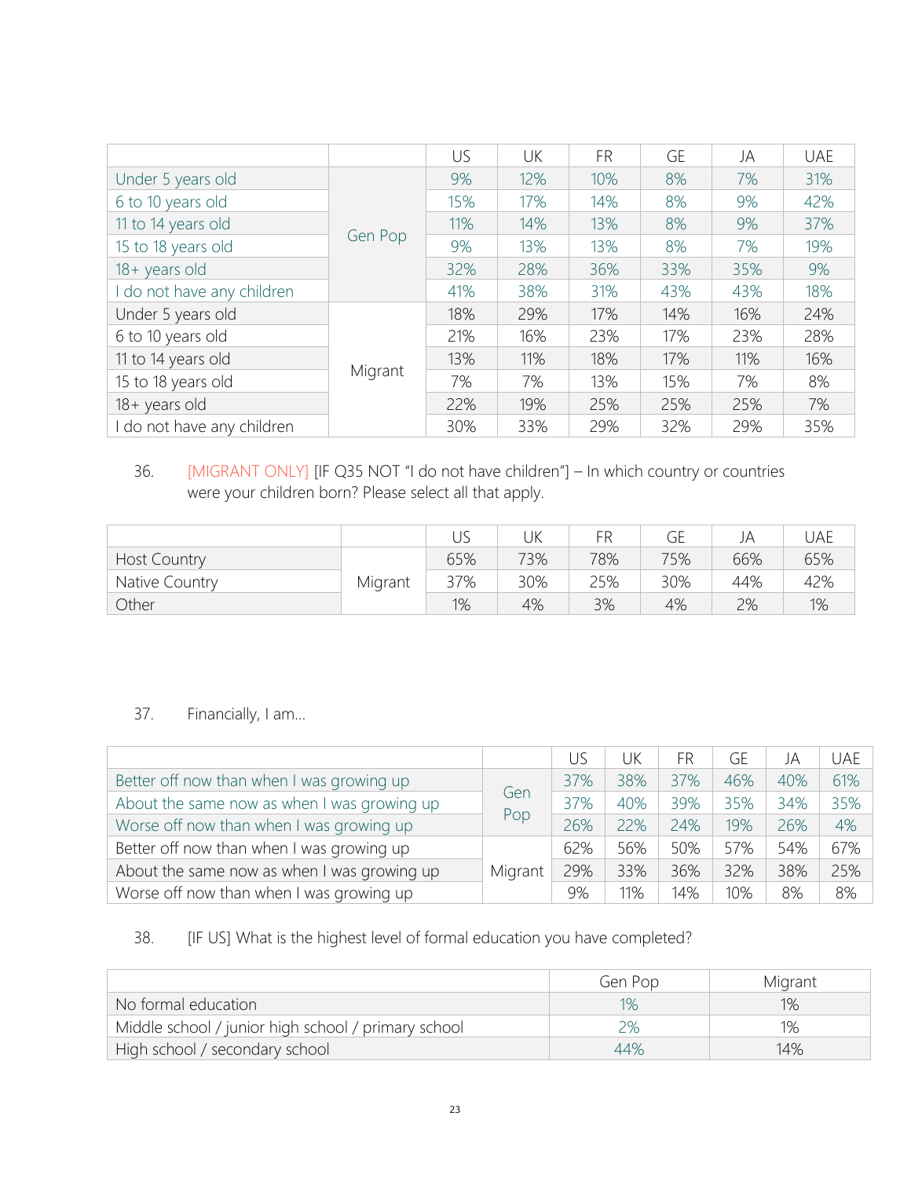| | | US | UK | FR | GE | JA | UAE |
|---|---|---|---|---|---|---|---|
| Under 5 years old | Gen Pop | 9% | 12% | 10% | 8% | 7% | 31% |
| 6 to 10 years old | | 15% | 17% | 14% | 8% | 9% | 42% |
| 11 to 14 years old | | 11% | 14% | 13% | 8% | 9% | 37% |
| 15 to 18 years old | | 9% | 13% | 13% | 8% | 7% | 19% |
| 18+ years old | | 32% | 28% | 36% | 33% | 35% | 9% |
| I do not have any children | | 41% | 38% | 31% | 43% | 43% | 18% |
| Under 5 years old | Migrant | 18% | 29% | 17% | 14% | 16% | 24% |
| 6 to 10 years old | | 21% | 16% | 23% | 17% | 23% | 28% |
| 11 to 14 years old | | 13% | 11% | 18% | 17% | 11% | 16% |
| 15 to 18 years old | | 7% | 7% | 13% | 15% | 7% | 8% |
| 18+ years old | | 22% | 19% | 25% | 25% | 25% | 7% |
| I do not have any children | | 30% | 33% | 29% | 32% | 29% | 35% |

36. [MIGRANT ONLY] [IF Q35 NOT "I do not have children"] – In which country or countries were your children born? Please select all that apply.

| | | US | UK | FR | GE | JA | UAE |
|---|---|---|---|---|---|---|---|
| Host Country | Migrant | 65% | 73% | 78% | 75% | 66% | 65% |
| Native Country | | 37% | 30% | 25% | 30% | 44% | 42% |
| Other | | 1% | 4% | 3% | 4% | 2% | 1% |

37. Financially, I am...

| | | US | UK | FR | GE | JA | UAE |
|---|---|---|---|---|---|---|---|
| Better off now than when I was growing up | Gen Pop | 37% | 38% | 37% | 46% | 40% | 61% |
| About the same now as when I was growing up | | 37% | 40% | 39% | 35% | 34% | 35% |
| Worse off now than when I was growing up | | 26% | 22% | 24% | 19% | 26% | 4% |
| Better off now than when I was growing up | Migrant | 62% | 56% | 50% | 57% | 54% | 67% |
| About the same now as when I was growing up | | 29% | 33% | 36% | 32% | 38% | 25% |
| Worse off now than when I was growing up | | 9% | 11% | 14% | 10% | 8% | 8% |

38. [IF US] What is the highest level of formal education you have completed?

| | Gen Pop | Migrant |
|---|---|---|
| No formal education | 1% | 1% |
| Middle school / junior high school / primary school | 2% | 1% |
| High school / secondary school | 44% | 14% |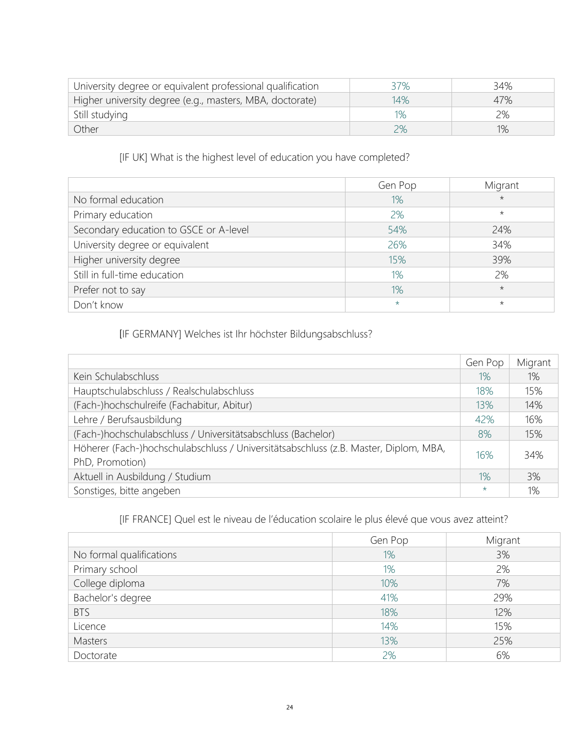| | | |
|---|---|---|
| University degree or equivalent professional qualification | 37% | 34% |
| Higher university degree (e.g., masters, MBA, doctorate) | 14% | 47% |
| Still studying | 1% | 2% |
| Other | 2% | 1% |

[IF UK] What is the highest level of education you have completed?

| | Gen Pop | Migrant |
|---|---|---|
| No formal education | 1% | * |
| Primary education | 2% | * |
| Secondary education to GSCE or A-level | 54% | 24% |
| University degree or equivalent | 26% | 34% |
| Higher university degree | 15% | 39% |
| Still in full-time education | 1% | 2% |
| Prefer not to say | 1% | * |
| Don't know | * | * |

[IF GERMANY] Welches ist Ihr höchster Bildungsabschluss?

| | Gen Pop | Migrant |
|---|---|---|
| Kein Schulabschluss | 1% | 1% |
| Hauptschulabschluss / Realschulabschluss | 18% | 15% |
| (Fach-)hochschulreife (Fachabitur, Abitur) | 13% | 14% |
| Lehre / Berufsausbildung | 42% | 16% |
| (Fach-)hochschulabschluss / Universitätsabschluss (Bachelor) | 8% | 15% |
| Höherer (Fach-)hochschulabschluss / Universitätsabschluss (z.B. Master, Diplom, MBA, PhD, Promotion) | 16% | 34% |
| Aktuell in Ausbildung / Studium | 1% | 3% |
| Sonstiges, bitte angeben | * | 1% |

[IF FRANCE] Quel est le niveau de l'éducation scolaire le plus élevé que vous avez atteint?

| | Gen Pop | Migrant |
|---|---|---|
| No formal qualifications | 1% | 3% |
| Primary school | 1% | 2% |
| College diploma | 10% | 7% |
| Bachelor's degree | 41% | 29% |
| BTS | 18% | 12% |
| Licence | 14% | 15% |
| Masters | 13% | 25% |
| Doctorate | 2% | 6% |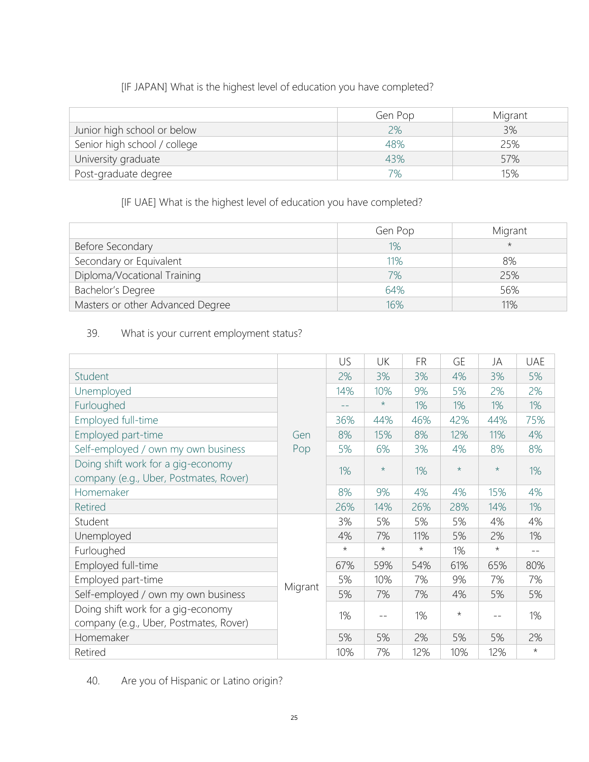[IF JAPAN] What is the highest level of education you have completed?

| | Gen Pop | Migrant |
|---|---|---|
| Junior high school or below | 2% | 3% |
| Senior high school / college | 48% | 25% |
| University graduate | 43% | 57% |
| Post-graduate degree | 7% | 15% |

[IF UAE] What is the highest level of education you have completed?

| | Gen Pop | Migrant |
|---|---|---|
| Before Secondary | 1% | * |
| Secondary or Equivalent | 11% | 8% |
| Diploma/Vocational Training | 7% | 25% |
| Bachelor's Degree | 64% | 56% |
| Masters or other Advanced Degree | 16% | 11% |

39. What is your current employment status?

| | | US | UK | FR | GE | JA | UAE |
|---|---|---|---|---|---|---|---|
| Student | Gen Pop | 2% | 3% | 3% | 4% | 3% | 5% |
| Unemployed | | 14% | 10% | 9% | 5% | 2% | 2% |
| Furloughed | | -- | * | 1% | 1% | 1% | 1% |
| Employed full-time | | 36% | 44% | 46% | 42% | 44% | 75% |
| Employed part-time | | 8% | 15% | 8% | 12% | 11% | 4% |
| Self-employed / own my own business | | 5% | 6% | 3% | 4% | 8% | 8% |
| Doing shift work for a gig-economy company (e.g., Uber, Postmates, Rover) | | 1% | * | 1% | * | * | 1% |
| Homemaker | | 8% | 9% | 4% | 4% | 15% | 4% |
| Retired | | 26% | 14% | 26% | 28% | 14% | 1% |
| Student | Migrant | 3% | 5% | 5% | 5% | 4% | 4% |
| Unemployed | | 4% | 7% | 11% | 5% | 2% | 1% |
| Furloughed | | * | * | * | 1% | * | -- |
| Employed full-time | | 67% | 59% | 54% | 61% | 65% | 80% |
| Employed part-time | | 5% | 10% | 7% | 9% | 7% | 7% |
| Self-employed / own my own business | | 5% | 7% | 7% | 4% | 5% | 5% |
| Doing shift work for a gig-economy company (e.g., Uber, Postmates, Rover) | | 1% | -- | 1% | * | -- | 1% |
| Homemaker | | 5% | 5% | 2% | 5% | 5% | 2% |
| Retired | | 10% | 7% | 12% | 10% | 12% | * |

40. Are you of Hispanic or Latino origin?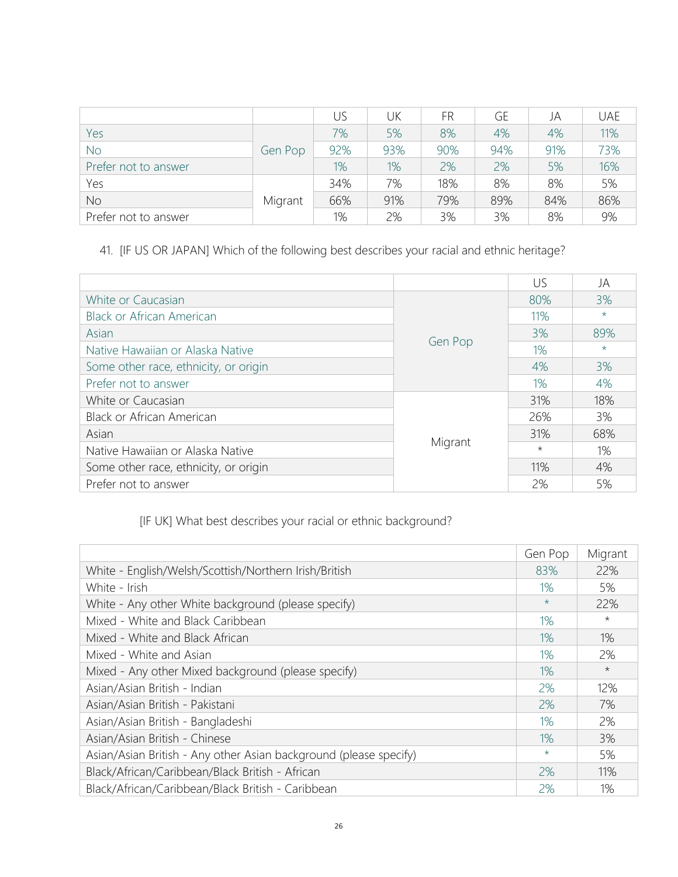| | | US | UK | FR | GE | JA | UAE |
|---|---|---|---|---|---|---|---|
| Yes | Gen Pop | 7% | 5% | 8% | 4% | 4% | 11% |
| No | | 92% | 93% | 90% | 94% | 91% | 73% |
| Prefer not to answer | | 1% | 1% | 2% | 2% | 5% | 16% |
| Yes | Migrant | 34% | 7% | 18% | 8% | 8% | 5% |
| No | | 66% | 91% | 79% | 89% | 84% | 86% |
| Prefer not to answer | | 1% | 2% | 3% | 3% | 8% | 9% |

41. [IF US OR JAPAN] Which of the following best describes your racial and ethnic heritage?

| | | US | JA |
|---|---|---|---|
| White or Caucasian | Gen Pop | 80% | 3% |
| Black or African American | | 11% | * |
| Asian | | 3% | 89% |
| Native Hawaiian or Alaska Native | | 1% | * |
| Some other race, ethnicity, or origin | | 4% | 3% |
| Prefer not to answer | | 1% | 4% |
| White or Caucasian | Migrant | 31% | 18% |
| Black or African American | | 26% | 3% |
| Asian | | 31% | 68% |
| Native Hawaiian or Alaska Native | | * | 1% |
| Some other race, ethnicity, or origin | | 11% | 4% |
| Prefer not to answer | | 2% | 5% |

[IF UK] What best describes your racial or ethnic background?

| | Gen Pop | Migrant |
|---|---|---|
| White - English/Welsh/Scottish/Northern Irish/British | 83% | 22% |
| White - Irish | 1% | 5% |
| White - Any other White background (please specify) | * | 22% |
| Mixed - White and Black Caribbean | 1% | * |
| Mixed - White and Black African | 1% | 1% |
| Mixed - White and Asian | 1% | 2% |
| Mixed - Any other Mixed background (please specify) | 1% | * |
| Asian/Asian British - Indian | 2% | 12% |
| Asian/Asian British - Pakistani | 2% | 7% |
| Asian/Asian British - Bangladeshi | 1% | 2% |
| Asian/Asian British - Chinese | 1% | 3% |
| Asian/Asian British - Any other Asian background (please specify) | * | 5% |
| Black/African/Caribbean/Black British - African | 2% | 11% |
| Black/African/Caribbean/Black British - Caribbean | 2% | 1% |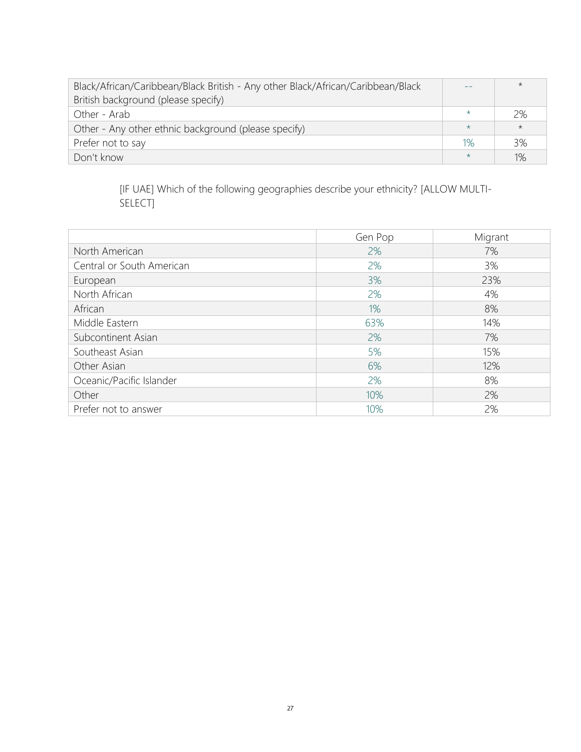| | | |
|---|---|---|
| Black/African/Caribbean/Black British - Any other Black/African/Caribbean/Black British background (please specify) | -- | * |
| Other - Arab | * | 2% |
| Other - Any other ethnic background (please specify) | * | * |
| Prefer not to say | 1% | 3% |
| Don't know | * | 1% |

[IF UAE] Which of the following geographies describe your ethnicity? [ALLOW MULTI-SELECT]

| | Gen Pop | Migrant |
|---|---|---|
| North American | 2% | 7% |
| Central or South American | 2% | 3% |
| European | 3% | 23% |
| North African | 2% | 4% |
| African | 1% | 8% |
| Middle Eastern | 63% | 14% |
| Subcontinent Asian | 2% | 7% |
| Southeast Asian | 5% | 15% |
| Other Asian | 6% | 12% |
| Oceanic/Pacific Islander | 2% | 8% |
| Other | 10% | 2% |
| Prefer not to answer | 10% | 2% |